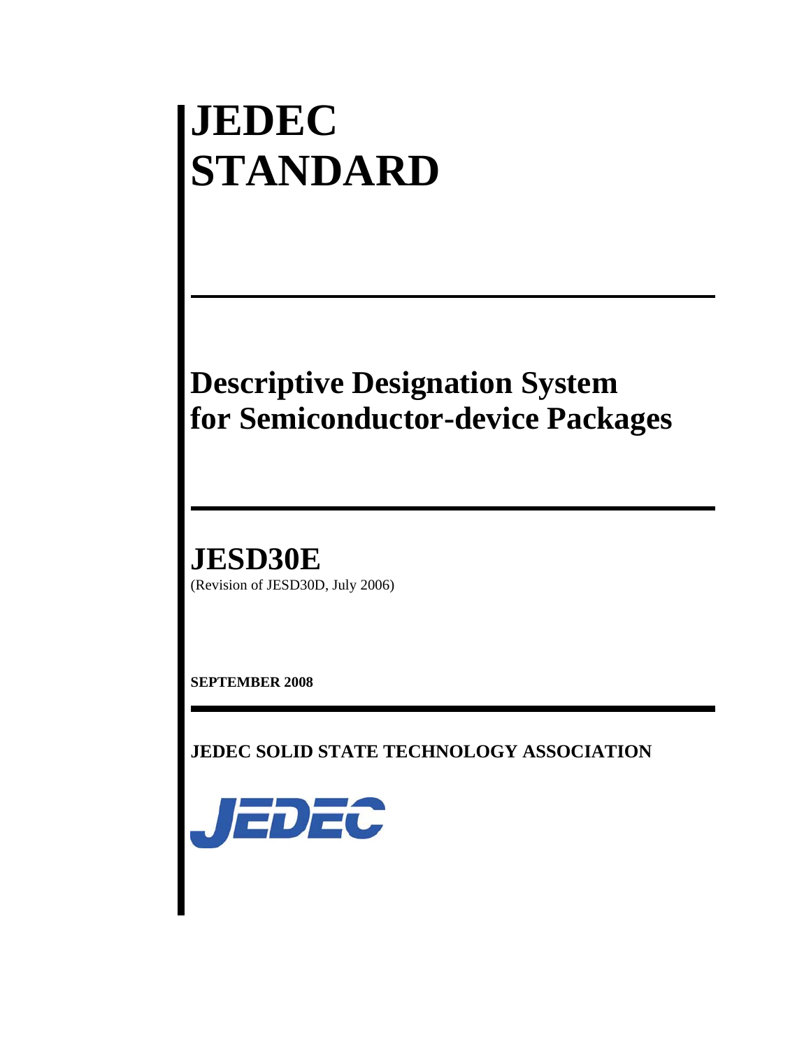# JEDEC STANDARD

## Descriptive Designation System for Semiconductor-device Packages

## JESD30E

(Revision of JESD30D, July 2006)

**SEPTEMBER 2008**

**JEDEC SOLID STATE TECHNOLOGY ASSOCIATION**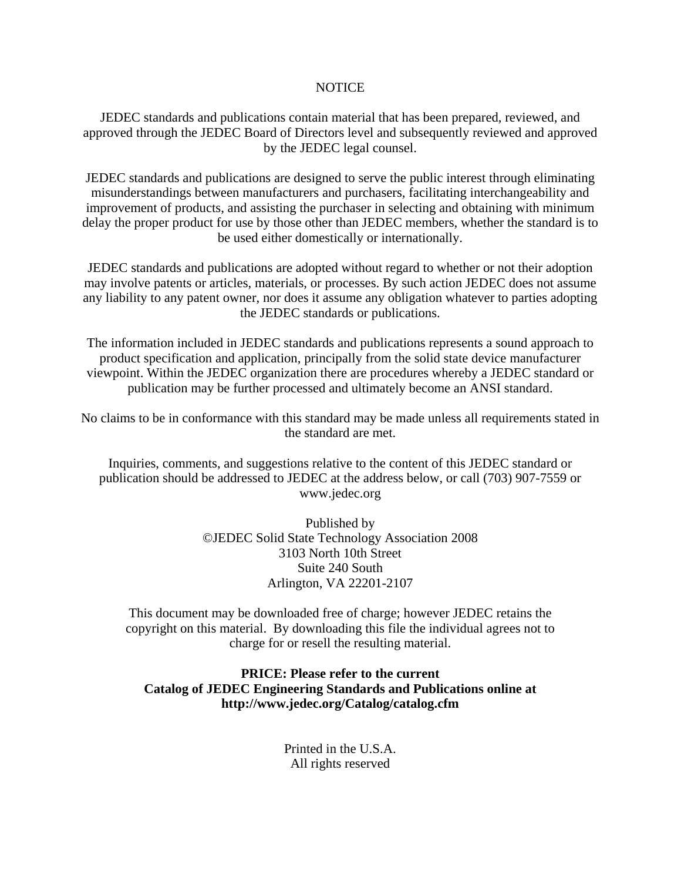# NOTICE

JEDEC standards and publications contain material that has been prepared, reviewed, and approved through the JEDEC Board of Directors level and subsequently reviewed and approved by the JEDEC legal counsel.

JEDEC standards and publications are designed to serve the public interest through eliminating misunderstandings between manufacturers and purchasers, facilitating interchangeability and improvement of products, and assisting the purchaser in selecting and obtaining with minimum delay the proper product for use by those other than JEDEC members, whether the standard is to be used either domestically or internationally.

JEDEC standards and publications are adopted without regard to whether or not their adoption may involve patents or articles, materials, or processes. By such action JEDEC does not assume any liability to any patent owner, nor does it assume any obligation whatever to parties adopting the JEDEC standards or publications.

The information included in JEDEC standards and publications represents a sound approach to product specification and application, principally from the solid state device manufacturer viewpoint. Within the JEDEC organization there are procedures whereby a JEDEC standard or publication may be further processed and ultimately become an ANSI standard.

No claims to be in conformance with this standard may be made unless all requirements stated in the standard are met.

Inquiries, comments, and suggestions relative to the content of this JEDEC standard or publication should be addressed to JEDEC at the address below, or call (703) 907-7559 or www.jedec.org

Published by
©JEDEC Solid State Technology Association 2008
3103 North 10th Street
Suite 240 South
Arlington, VA 22201-2107

This document may be downloaded free of charge; however JEDEC retains the copyright on this material. By downloading this file the individual agrees not to charge for or resell the resulting material.

**PRICE: Please refer to the current**
**Catalog of JEDEC Engineering Standards and Publications online at**
**http://www.jedec.org/Catalog/catalog.cfm**

Printed in the U.S.A.
All rights reserved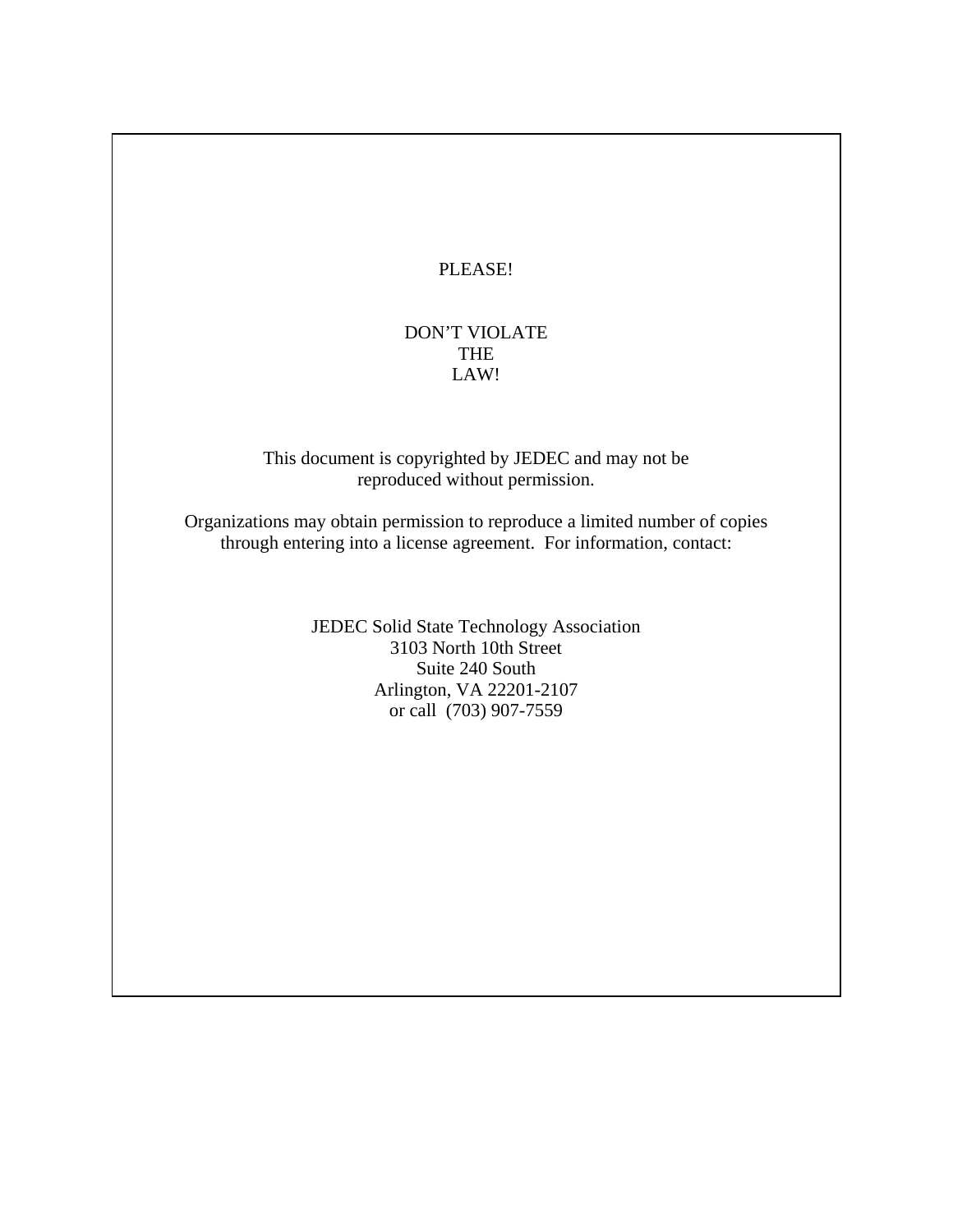PLEASE!

DON'T VIOLATE
THE
LAW!

This document is copyrighted by JEDEC and may not be
reproduced without permission.

Organizations may obtain permission to reproduce a limited number of copies
through entering into a license agreement. For information, contact:

JEDEC Solid State Technology Association
3103 North 10th Street
Suite 240 South
Arlington, VA 22201-2107
or call (703) 907-7559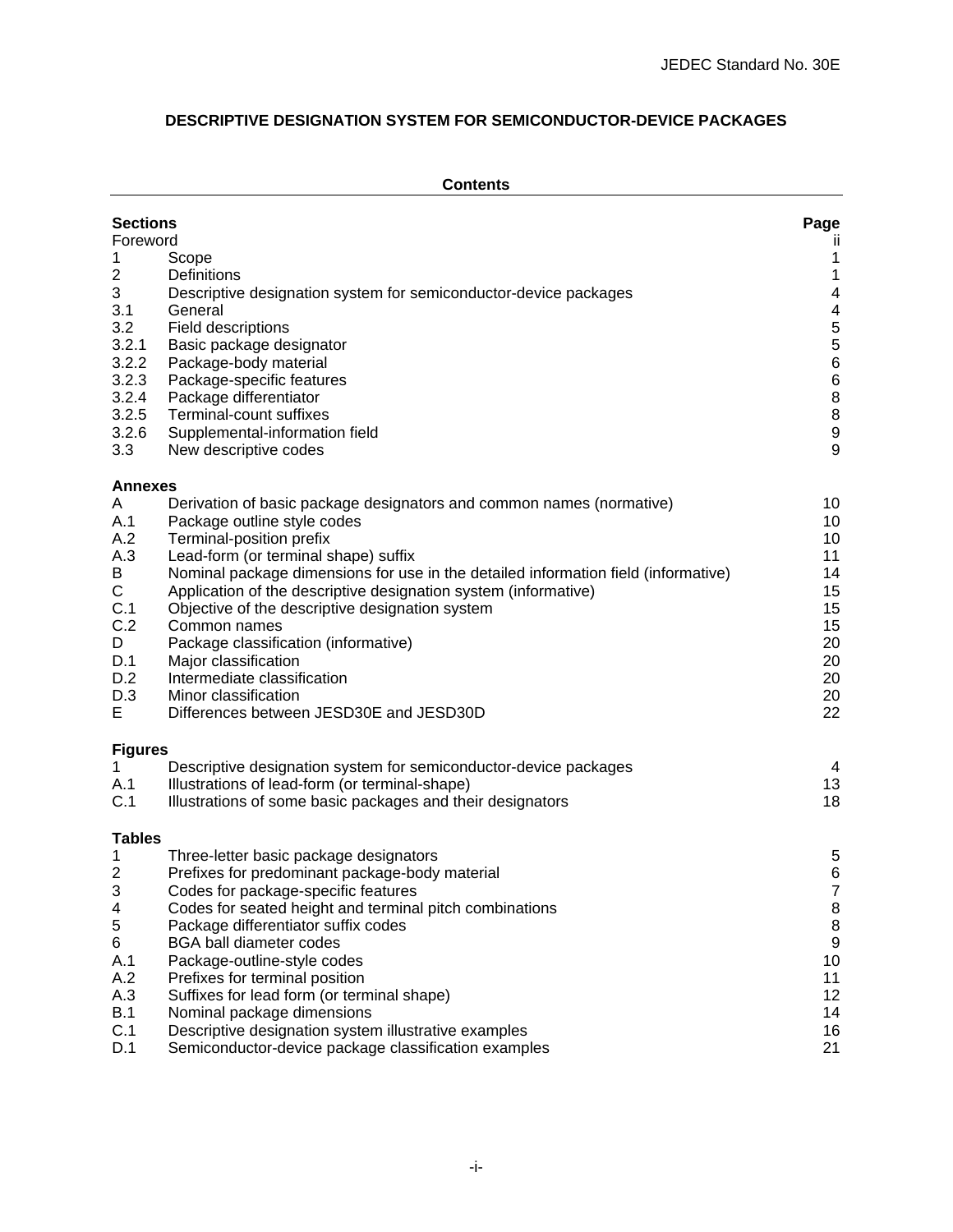# DESCRIPTIVE DESIGNATION SYSTEM FOR SEMICONDUCTOR-DEVICE PACKAGES

## Contents

| Sections | | Page |
|---|---|---|
| Foreword | | ii |
| 1 | Scope | 1 |
| 2 | Definitions | 1 |
| 3 | Descriptive designation system for semiconductor-device packages | 4 |
| 3.1 | General | 4 |
| 3.2 | Field descriptions | 5 |
| 3.2.1 | Basic package designator | 5 |
| 3.2.2 | Package-body material | 6 |
| 3.2.3 | Package-specific features | 6 |
| 3.2.4 | Package differentiator | 8 |
| 3.2.5 | Terminal-count suffixes | 8 |
| 3.2.6 | Supplemental-information field | 9 |
| 3.3 | New descriptive codes | 9 |

| Annexes | | |
|---|---|---|
| A | Derivation of basic package designators and common names (normative) | 10 |
| A.1 | Package outline style codes | 10 |
| A.2 | Terminal-position prefix | 10 |
| A.3 | Lead-form (or terminal shape) suffix | 11 |
| B | Nominal package dimensions for use in the detailed information field (informative) | 14 |
| C | Application of the descriptive designation system (informative) | 15 |
| C.1 | Objective of the descriptive designation system | 15 |
| C.2 | Common names | 15 |
| D | Package classification (informative) | 20 |
| D.1 | Major classification | 20 |
| D.2 | Intermediate classification | 20 |
| D.3 | Minor classification | 20 |
| E | Differences between JESD30E and JESD30D | 22 |

| Figures | | |
|---|---|---|
| 1 | Descriptive designation system for semiconductor-device packages | 4 |
| A.1 | Illustrations of lead-form (or terminal-shape) | 13 |
| C.1 | Illustrations of some basic packages and their designators | 18 |

| Tables | | |
|---|---|---|
| 1 | Three-letter basic package designators | 5 |
| 2 | Prefixes for predominant package-body material | 6 |
| 3 | Codes for package-specific features | 7 |
| 4 | Codes for seated height and terminal pitch combinations | 8 |
| 5 | Package differentiator suffix codes | 8 |
| 6 | BGA ball diameter codes | 9 |
| A.1 | Package-outline-style codes | 10 |
| A.2 | Prefixes for terminal position | 11 |
| A.3 | Suffixes for lead form (or terminal shape) | 12 |
| B.1 | Nominal package dimensions | 14 |
| C.1 | Descriptive designation system illustrative examples | 16 |
| D.1 | Semiconductor-device package classification examples | 21 |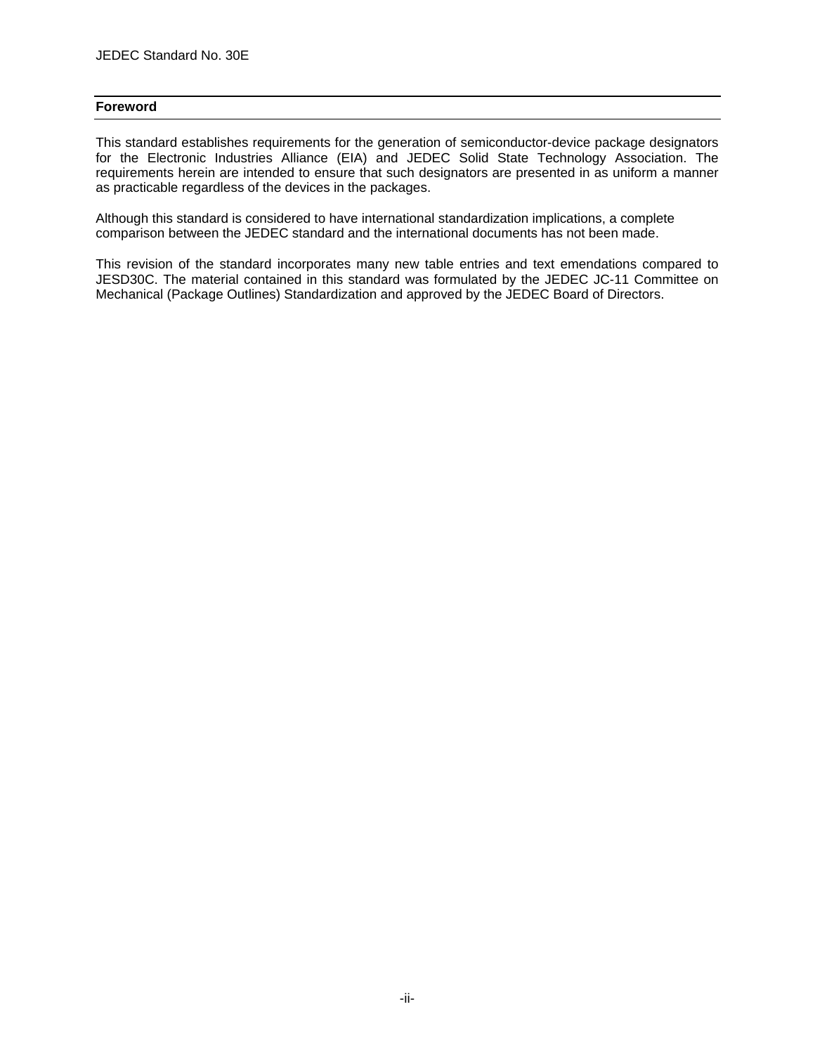## Foreword

This standard establishes requirements for the generation of semiconductor-device package designators for the Electronic Industries Alliance (EIA) and JEDEC Solid State Technology Association. The requirements herein are intended to ensure that such designators are presented in as uniform a manner as practicable regardless of the devices in the packages.

Although this standard is considered to have international standardization implications, a complete comparison between the JEDEC standard and the international documents has not been made.

This revision of the standard incorporates many new table entries and text emendations compared to JESD30C. The material contained in this standard was formulated by the JEDEC JC-11 Committee on Mechanical (Package Outlines) Standardization and approved by the JEDEC Board of Directors.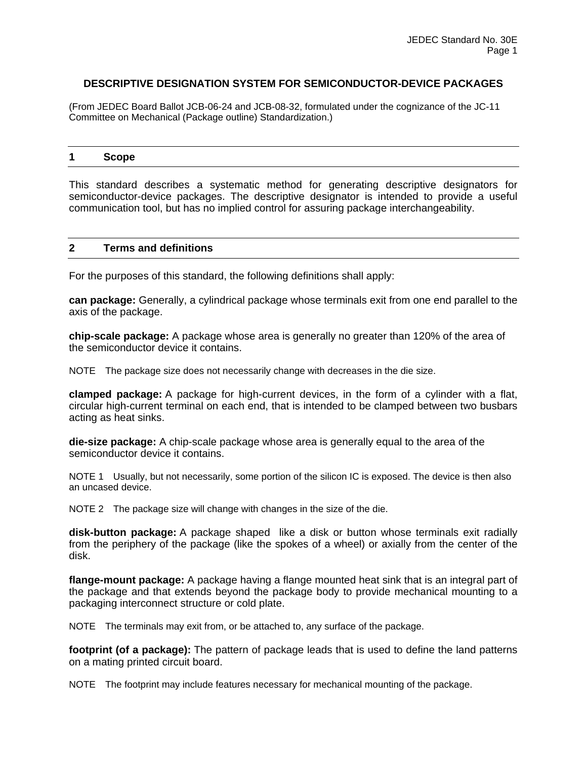# DESCRIPTIVE DESIGNATION SYSTEM FOR SEMICONDUCTOR-DEVICE PACKAGES

(From JEDEC Board Ballot JCB-06-24 and JCB-08-32, formulated under the cognizance of the JC-11 Committee on Mechanical (Package outline) Standardization.)

## 1 Scope

This standard describes a systematic method for generating descriptive designators for semiconductor-device packages. The descriptive designator is intended to provide a useful communication tool, but has no implied control for assuring package interchangeability.

## 2 Terms and definitions

For the purposes of this standard, the following definitions shall apply:

**can package:** Generally, a cylindrical package whose terminals exit from one end parallel to the axis of the package.

**chip-scale package:** A package whose area is generally no greater than 120% of the area of the semiconductor device it contains.

NOTE The package size does not necessarily change with decreases in the die size.

**clamped package:** A package for high-current devices, in the form of a cylinder with a flat, circular high-current terminal on each end, that is intended to be clamped between two busbars acting as heat sinks.

**die-size package:** A chip-scale package whose area is generally equal to the area of the semiconductor device it contains.

NOTE 1 Usually, but not necessarily, some portion of the silicon IC is exposed. The device is then also an uncased device.

NOTE 2 The package size will change with changes in the size of the die.

**disk-button package:** A package shaped like a disk or button whose terminals exit radially from the periphery of the package (like the spokes of a wheel) or axially from the center of the disk.

**flange-mount package:** A package having a flange mounted heat sink that is an integral part of the package and that extends beyond the package body to provide mechanical mounting to a packaging interconnect structure or cold plate.

NOTE The terminals may exit from, or be attached to, any surface of the package.

**footprint (of a package):** The pattern of package leads that is used to define the land patterns on a mating printed circuit board.

NOTE The footprint may include features necessary for mechanical mounting of the package.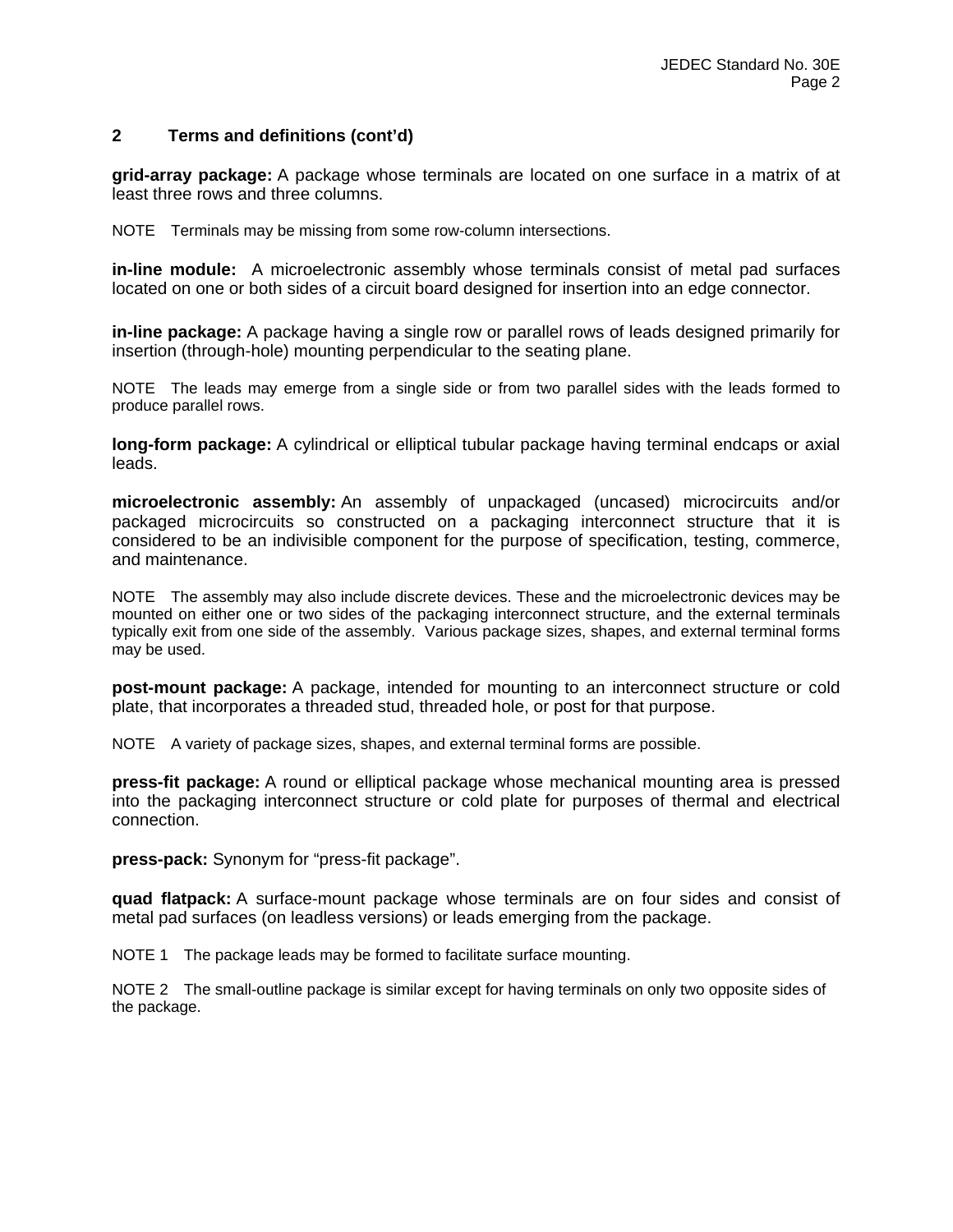## 2 Terms and definitions (cont'd)

**grid-array package:** A package whose terminals are located on one surface in a matrix of at least three rows and three columns.

NOTE Terminals may be missing from some row-column intersections.

**in-line module:** A microelectronic assembly whose terminals consist of metal pad surfaces located on one or both sides of a circuit board designed for insertion into an edge connector.

**in-line package:** A package having a single row or parallel rows of leads designed primarily for insertion (through-hole) mounting perpendicular to the seating plane.

NOTE The leads may emerge from a single side or from two parallel sides with the leads formed to produce parallel rows.

**long-form package:** A cylindrical or elliptical tubular package having terminal endcaps or axial leads.

**microelectronic assembly:** An assembly of unpackaged (uncased) microcircuits and/or packaged microcircuits so constructed on a packaging interconnect structure that it is considered to be an indivisible component for the purpose of specification, testing, commerce, and maintenance.

NOTE The assembly may also include discrete devices. These and the microelectronic devices may be mounted on either one or two sides of the packaging interconnect structure, and the external terminals typically exit from one side of the assembly. Various package sizes, shapes, and external terminal forms may be used.

**post-mount package:** A package, intended for mounting to an interconnect structure or cold plate, that incorporates a threaded stud, threaded hole, or post for that purpose.

NOTE A variety of package sizes, shapes, and external terminal forms are possible.

**press-fit package:** A round or elliptical package whose mechanical mounting area is pressed into the packaging interconnect structure or cold plate for purposes of thermal and electrical connection.

**press-pack:** Synonym for "press-fit package".

**quad flatpack:** A surface-mount package whose terminals are on four sides and consist of metal pad surfaces (on leadless versions) or leads emerging from the package.

NOTE 1 The package leads may be formed to facilitate surface mounting.

NOTE 2 The small-outline package is similar except for having terminals on only two opposite sides of the package.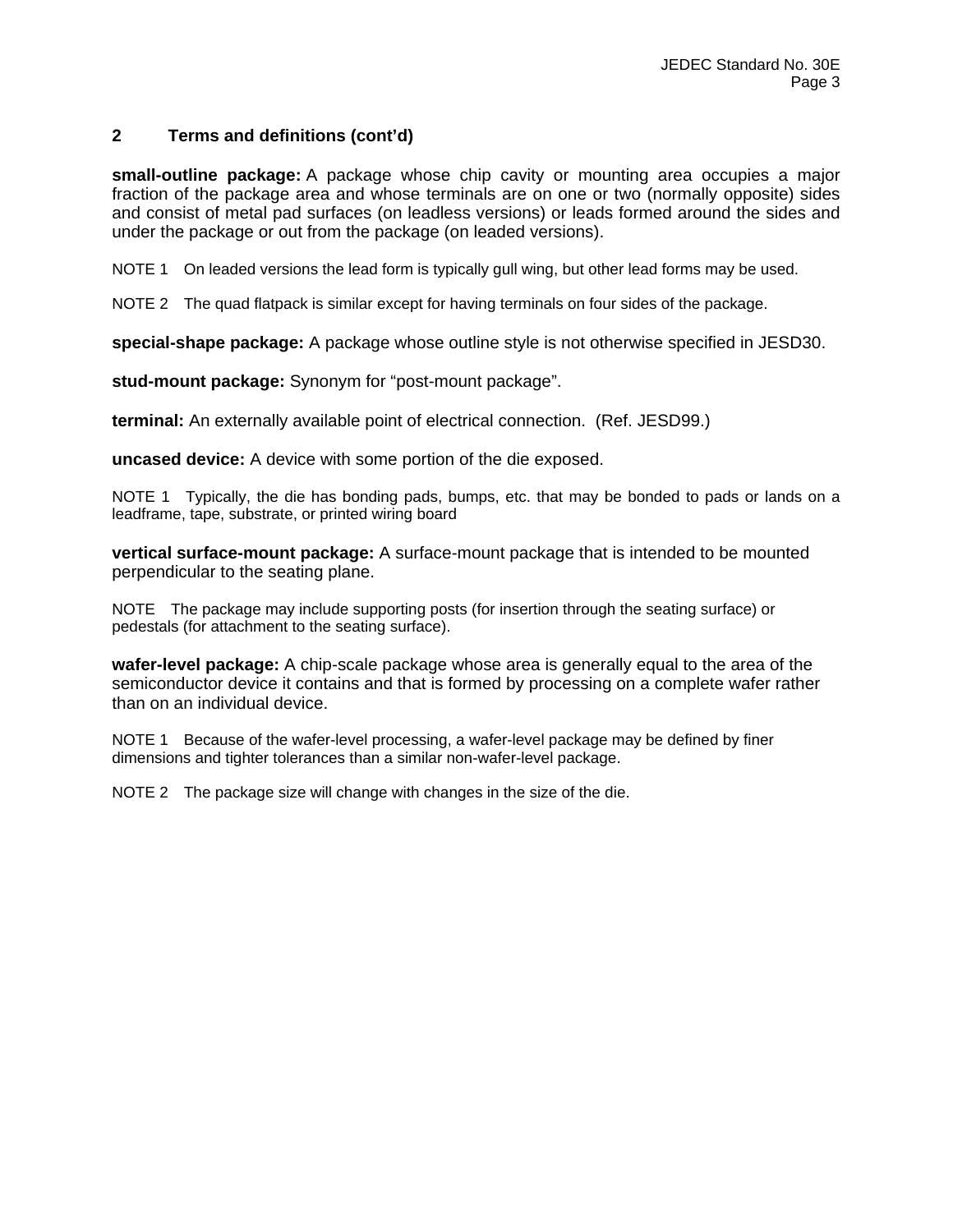## 2 Terms and definitions (cont'd)

**small-outline package:** A package whose chip cavity or mounting area occupies a major fraction of the package area and whose terminals are on one or two (normally opposite) sides and consist of metal pad surfaces (on leadless versions) or leads formed around the sides and under the package or out from the package (on leaded versions).

NOTE 1 On leaded versions the lead form is typically gull wing, but other lead forms may be used.

NOTE 2 The quad flatpack is similar except for having terminals on four sides of the package.

**special-shape package:** A package whose outline style is not otherwise specified in JESD30.

**stud-mount package:** Synonym for "post-mount package".

**terminal:** An externally available point of electrical connection. (Ref. JESD99.)

**uncased device:** A device with some portion of the die exposed.

NOTE 1 Typically, the die has bonding pads, bumps, etc. that may be bonded to pads or lands on a leadframe, tape, substrate, or printed wiring board

**vertical surface-mount package:** A surface-mount package that is intended to be mounted perpendicular to the seating plane.

NOTE The package may include supporting posts (for insertion through the seating surface) or pedestals (for attachment to the seating surface).

**wafer-level package:** A chip-scale package whose area is generally equal to the area of the semiconductor device it contains and that is formed by processing on a complete wafer rather than on an individual device.

NOTE 1 Because of the wafer-level processing, a wafer-level package may be defined by finer dimensions and tighter tolerances than a similar non-wafer-level package.

NOTE 2 The package size will change with changes in the size of the die.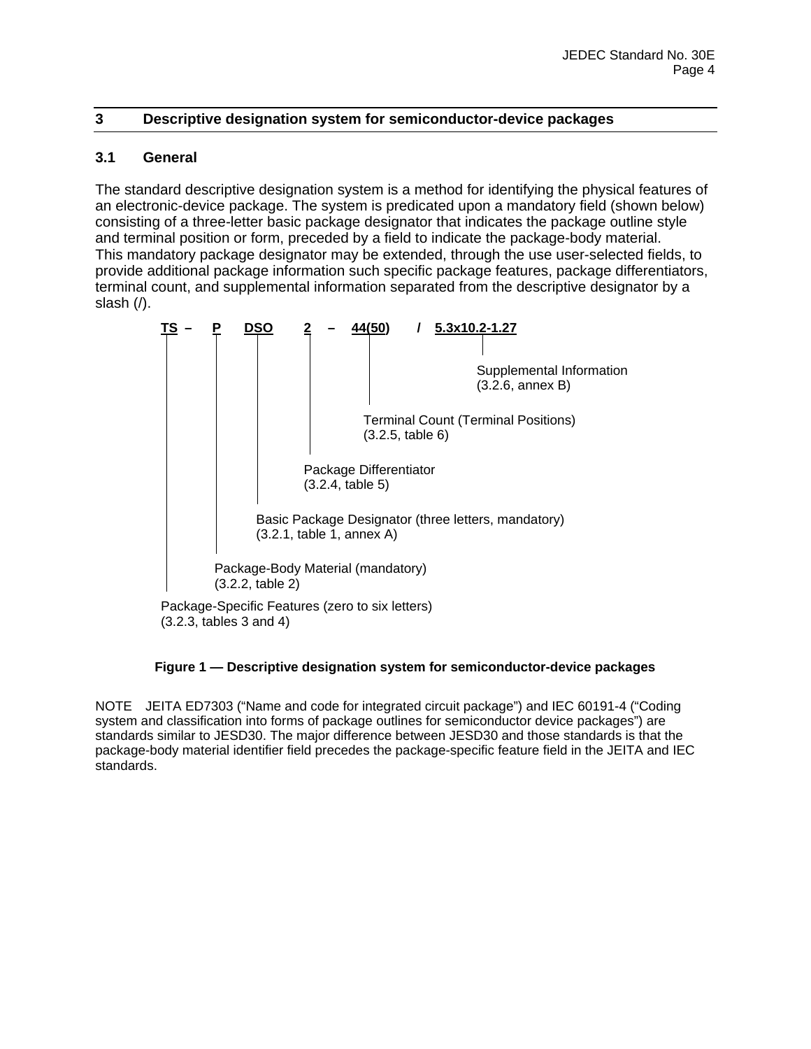## 3 Descriptive designation system for semiconductor-device packages

### 3.1 General

The standard descriptive designation system is a method for identifying the physical features of an electronic-device package. The system is predicated upon a mandatory field (shown below) consisting of a three-letter basic package designator that indicates the package outline style and terminal position or form, preceded by a field to indicate the package-body material. This mandatory package designator may be extended, through the use user-selected fields, to provide additional package information such specific package features, package differentiators, terminal count, and supplemental information separated from the descriptive designator by a slash (/).

```
TS  –   P    DSO    2   –   44(50)    /   5.3x10.2-1.27
|       |    |      |       |                  |
|       |    |      |       |                  Supplemental Information
|       |    |      |       |                  (3.2.6, annex B)
|       |    |      |       |
|       |    |      |       Terminal Count (Terminal Positions)
|       |    |      |       (3.2.5, table 6)
|       |    |      |
|       |    |      Package Differentiator
|       |    |      (3.2.4, table 5)
|       |    |
|       |    Basic Package Designator (three letters, mandatory)
|       |    (3.2.1, table 1, annex A)
|       |
|       Package-Body Material (mandatory)
|       (3.2.2, table 2)
|
Package-Specific Features (zero to six letters)
(3.2.3, tables 3 and 4)
```

**Figure 1 — Descriptive designation system for semiconductor-device packages**

NOTE JEITA ED7303 ("Name and code for integrated circuit package") and IEC 60191-4 ("Coding system and classification into forms of package outlines for semiconductor device packages") are standards similar to JESD30. The major difference between JESD30 and those standards is that the package-body material identifier field precedes the package-specific feature field in the JEITA and IEC standards.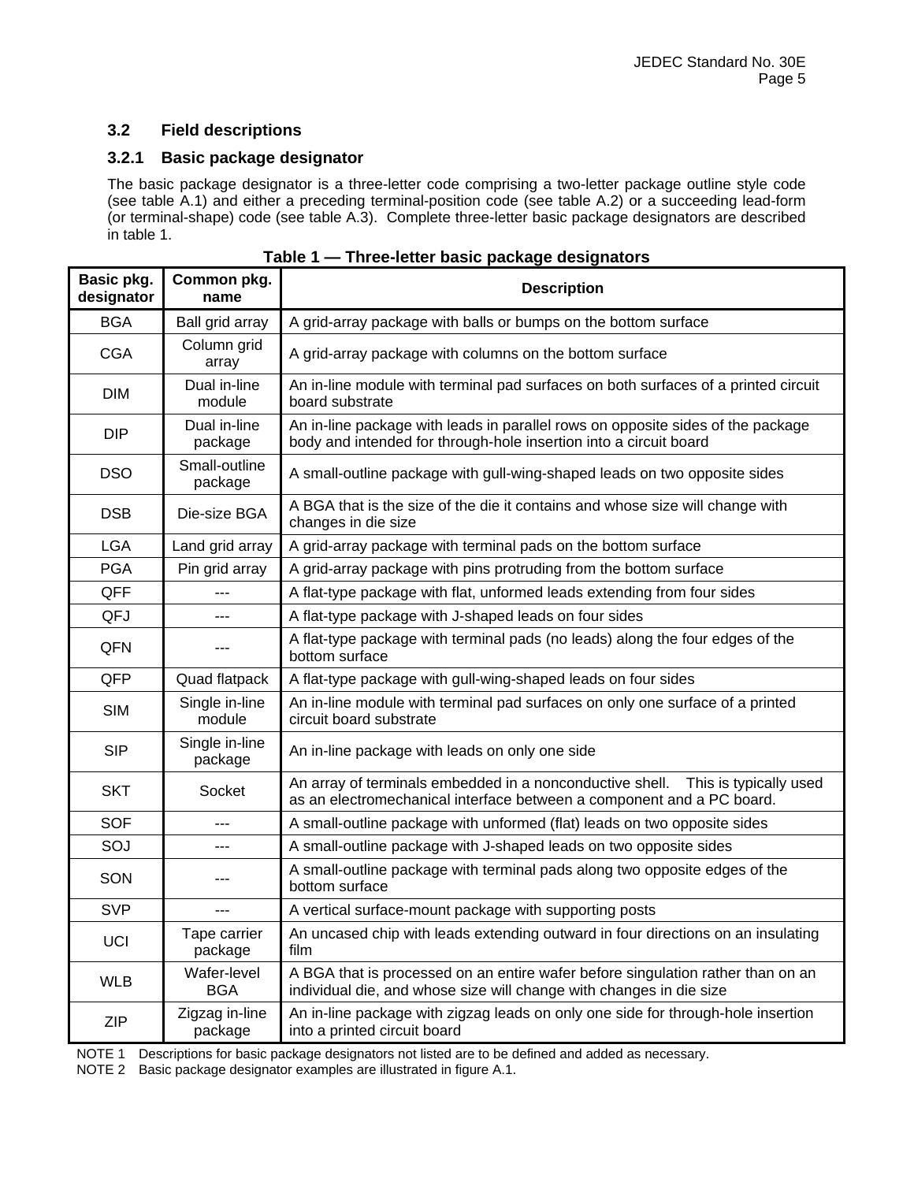### 3.2 Field descriptions

#### 3.2.1 Basic package designator

The basic package designator is a three-letter code comprising a two-letter package outline style code (see table A.1) and either a preceding terminal-position code (see table A.2) or a succeeding lead-form (or terminal-shape) code (see table A.3). Complete three-letter basic package designators are described in table 1.

**Table 1 — Three-letter basic package designators**

| Basic pkg. designator | Common pkg. name | Description |
|---|---|---|
| BGA | Ball grid array | A grid-array package with balls or bumps on the bottom surface |
| CGA | Column grid array | A grid-array package with columns on the bottom surface |
| DIM | Dual in-line module | An in-line module with terminal pad surfaces on both surfaces of a printed circuit board substrate |
| DIP | Dual in-line package | An in-line package with leads in parallel rows on opposite sides of the package body and intended for through-hole insertion into a circuit board |
| DSO | Small-outline package | A small-outline package with gull-wing-shaped leads on two opposite sides |
| DSB | Die-size BGA | A BGA that is the size of the die it contains and whose size will change with changes in die size |
| LGA | Land grid array | A grid-array package with terminal pads on the bottom surface |
| PGA | Pin grid array | A grid-array package with pins protruding from the bottom surface |
| QFF | --- | A flat-type package with flat, unformed leads extending from four sides |
| QFJ | --- | A flat-type package with J-shaped leads on four sides |
| QFN | --- | A flat-type package with terminal pads (no leads) along the four edges of the bottom surface |
| QFP | Quad flatpack | A flat-type package with gull-wing-shaped leads on four sides |
| SIM | Single in-line module | An in-line module with terminal pad surfaces on only one surface of a printed circuit board substrate |
| SIP | Single in-line package | An in-line package with leads on only one side |
| SKT | Socket | An array of terminals embedded in a nonconductive shell. This is typically used as an electromechanical interface between a component and a PC board. |
| SOF | --- | A small-outline package with unformed (flat) leads on two opposite sides |
| SOJ | --- | A small-outline package with J-shaped leads on two opposite sides |
| SON | --- | A small-outline package with terminal pads along two opposite edges of the bottom surface |
| SVP | --- | A vertical surface-mount package with supporting posts |
| UCI | Tape carrier package | An uncased chip with leads extending outward in four directions on an insulating film |
| WLB | Wafer-level BGA | A BGA that is processed on an entire wafer before singulation rather than on an individual die, and whose size will change with changes in die size |
| ZIP | Zigzag in-line package | An in-line package with zigzag leads on only one side for through-hole insertion into a printed circuit board |

NOTE 1 Descriptions for basic package designators not listed are to be defined and added as necessary.

NOTE 2 Basic package designator examples are illustrated in figure A.1.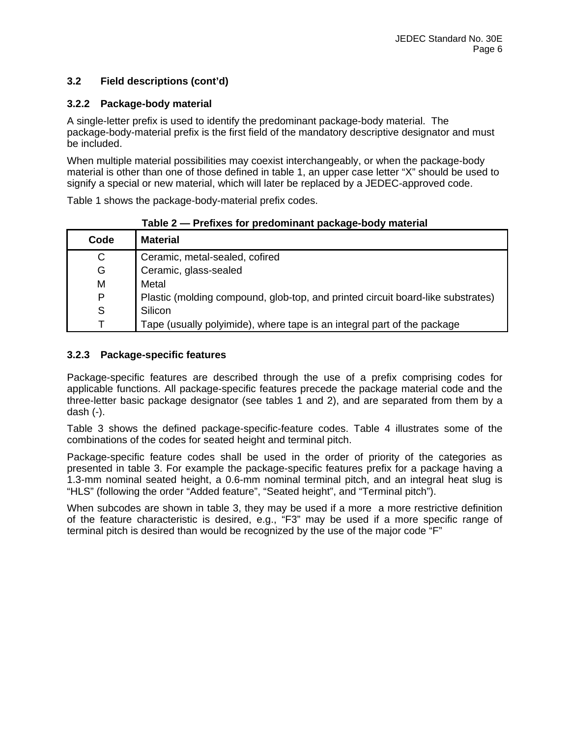## 3.2 Field descriptions (cont'd)

### 3.2.2 Package-body material

A single-letter prefix is used to identify the predominant package-body material. The package-body-material prefix is the first field of the mandatory descriptive designator and must be included.

When multiple material possibilities may coexist interchangeably, or when the package-body material is other than one of those defined in table 1, an upper case letter "X" should be used to signify a special or new material, which will later be replaced by a JEDEC-approved code.

Table 1 shows the package-body-material prefix codes.

**Table 2 — Prefixes for predominant package-body material**

| Code | Material |
|---|---|
| C | Ceramic, metal-sealed, cofired |
| G | Ceramic, glass-sealed |
| M | Metal |
| P | Plastic (molding compound, glob-top, and printed circuit board-like substrates) |
| S | Silicon |
| T | Tape (usually polyimide), where tape is an integral part of the package |

### 3.2.3 Package-specific features

Package-specific features are described through the use of a prefix comprising codes for applicable functions. All package-specific features precede the package material code and the three-letter basic package designator (see tables 1 and 2), and are separated from them by a dash (-).

Table 3 shows the defined package-specific-feature codes. Table 4 illustrates some of the combinations of the codes for seated height and terminal pitch.

Package-specific feature codes shall be used in the order of priority of the categories as presented in table 3. For example the package-specific features prefix for a package having a 1.3-mm nominal seated height, a 0.6-mm nominal terminal pitch, and an integral heat slug is "HLS" (following the order "Added feature", "Seated height", and "Terminal pitch").

When subcodes are shown in table 3, they may be used if a more a more restrictive definition of the feature characteristic is desired, e.g., "F3" may be used if a more specific range of terminal pitch is desired than would be recognized by the use of the major code "F"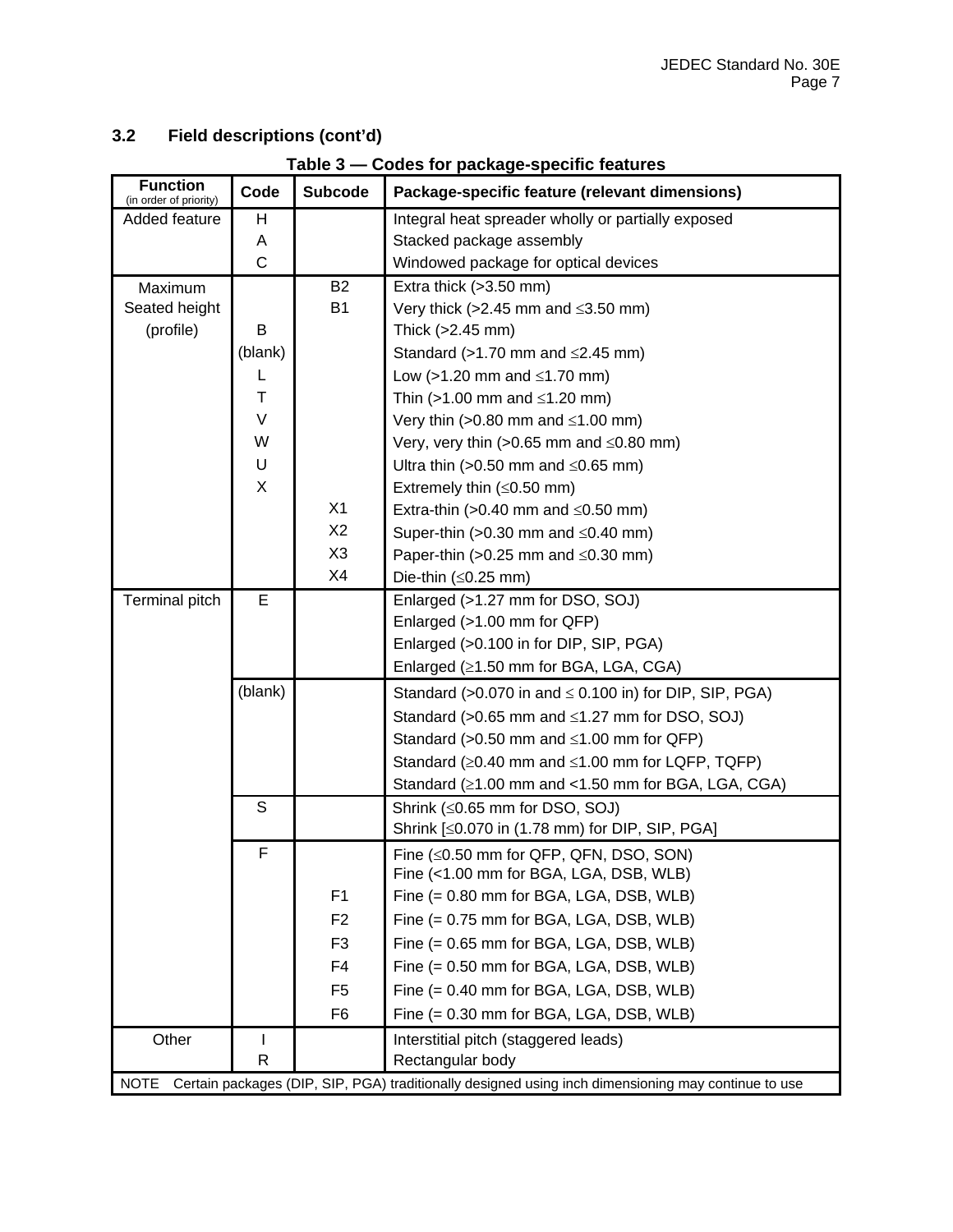### 3.2 Field descriptions (cont'd)

**Table 3 — Codes for package-specific features**

| Function (in order of priority) | Code | Subcode | Package-specific feature (relevant dimensions) |
|---|---|---|---|
| Added feature | H | | Integral heat spreader wholly or partially exposed |
| | A | | Stacked package assembly |
| | C | | Windowed package for optical devices |
| Maximum Seated height (profile) | | B2 | Extra thick (>3.50 mm) |
| | | B1 | Very thick (>2.45 mm and ≤3.50 mm) |
| | B | | Thick (>2.45 mm) |
| | (blank) | | Standard (>1.70 mm and ≤2.45 mm) |
| | L | | Low (>1.20 mm and ≤1.70 mm) |
| | T | | Thin (>1.00 mm and ≤1.20 mm) |
| | V | | Very thin (>0.80 mm and ≤1.00 mm) |
| | W | | Very, very thin (>0.65 mm and ≤0.80 mm) |
| | U | | Ultra thin (>0.50 mm and ≤0.65 mm) |
| | X | | Extremely thin (≤0.50 mm) |
| | | X1 | Extra-thin (>0.40 mm and ≤0.50 mm) |
| | | X2 | Super-thin (>0.30 mm and ≤0.40 mm) |
| | | X3 | Paper-thin (>0.25 mm and ≤0.30 mm) |
| | | X4 | Die-thin (≤0.25 mm) |
| Terminal pitch | E | | Enlarged (>1.27 mm for DSO, SOJ)<br>Enlarged (>1.00 mm for QFP)<br>Enlarged (>0.100 in for DIP, SIP, PGA)<br>Enlarged (≥1.50 mm for BGA, LGA, CGA) |
| | (blank) | | Standard (>0.070 in and ≤ 0.100 in) for DIP, SIP, PGA)<br>Standard (>0.65 mm and ≤1.27 mm for DSO, SOJ)<br>Standard (>0.50 mm and ≤1.00 mm for QFP)<br>Standard (≥0.40 mm and ≤1.00 mm for LQFP, TQFP)<br>Standard (≥1.00 mm and <1.50 mm for BGA, LGA, CGA) |
| | S | | Shrink (≤0.65 mm for DSO, SOJ)<br>Shrink [≤0.070 in (1.78 mm) for DIP, SIP, PGA] |
| | F | | Fine (≤0.50 mm for QFP, QFN, DSO, SON)<br>Fine (<1.00 mm for BGA, LGA, DSB, WLB) |
| | | F1 | Fine (= 0.80 mm for BGA, LGA, DSB, WLB) |
| | | F2 | Fine (= 0.75 mm for BGA, LGA, DSB, WLB) |
| | | F3 | Fine (= 0.65 mm for BGA, LGA, DSB, WLB) |
| | | F4 | Fine (= 0.50 mm for BGA, LGA, DSB, WLB) |
| | | F5 | Fine (= 0.40 mm for BGA, LGA, DSB, WLB) |
| | | F6 | Fine (= 0.30 mm for BGA, LGA, DSB, WLB) |
| Other | I | | Interstitial pitch (staggered leads) |
| | R | | Rectangular body |

NOTE Certain packages (DIP, SIP, PGA) traditionally designed using inch dimensioning may continue to use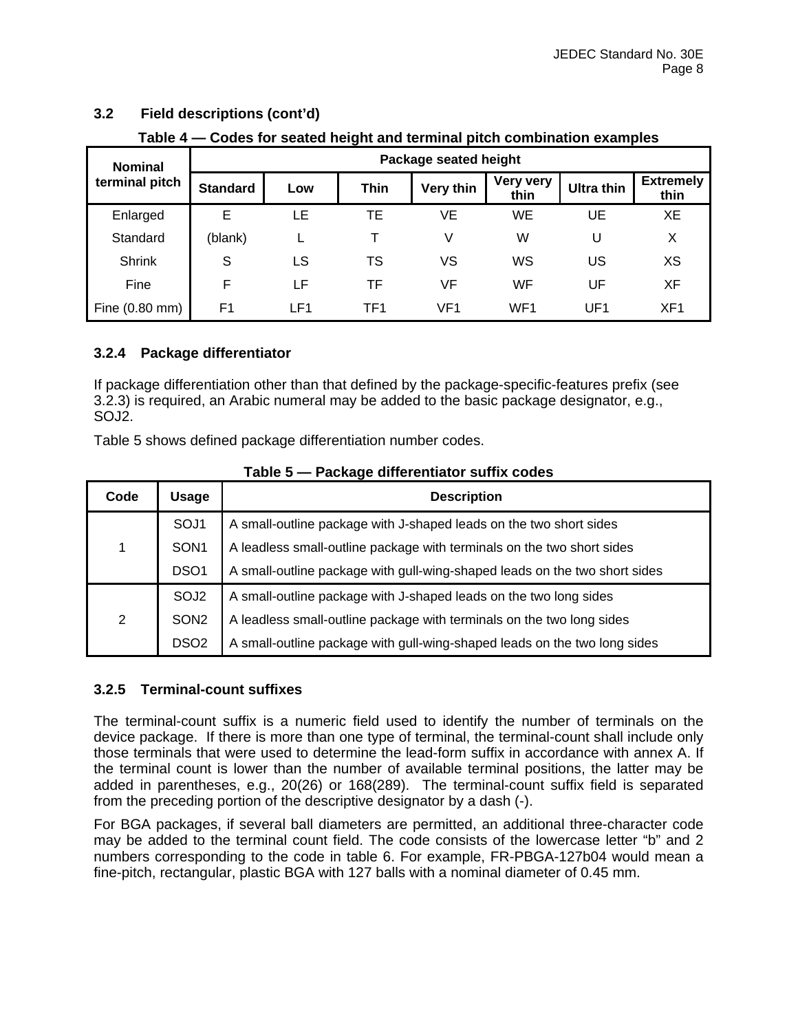### 3.2 Field descriptions (cont'd)

**Table 4 — Codes for seated height and terminal pitch combination examples**

| Nominal terminal pitch | Package seated height | | | | | | |
|---|---|---|---|---|---|---|---|
| | Standard | Low | Thin | Very thin | Very very thin | Ultra thin | Extremely thin |
| Enlarged | E | LE | TE | VE | WE | UE | XE |
| Standard | (blank) | L | T | V | W | U | X |
| Shrink | S | LS | TS | VS | WS | US | XS |
| Fine | F | LF | TF | VF | WF | UF | XF |
| Fine (0.80 mm) | F1 | LF1 | TF1 | VF1 | WF1 | UF1 | XF1 |

#### 3.2.4 Package differentiator

If package differentiation other than that defined by the package-specific-features prefix (see 3.2.3) is required, an Arabic numeral may be added to the basic package designator, e.g., SOJ2.

Table 5 shows defined package differentiation number codes.

**Table 5 — Package differentiator suffix codes**

| Code | Usage | Description |
|---|---|---|
| 1 | SOJ1 | A small-outline package with J-shaped leads on the two short sides |
| | SON1 | A leadless small-outline package with terminals on the two short sides |
| | DSO1 | A small-outline package with gull-wing-shaped leads on the two short sides |
| 2 | SOJ2 | A small-outline package with J-shaped leads on the two long sides |
| | SON2 | A leadless small-outline package with terminals on the two long sides |
| | DSO2 | A small-outline package with gull-wing-shaped leads on the two long sides |

#### 3.2.5 Terminal-count suffixes

The terminal-count suffix is a numeric field used to identify the number of terminals on the device package. If there is more than one type of terminal, the terminal-count shall include only those terminals that were used to determine the lead-form suffix in accordance with annex A. If the terminal count is lower than the number of available terminal positions, the latter may be added in parentheses, e.g., 20(26) or 168(289). The terminal-count suffix field is separated from the preceding portion of the descriptive designator by a dash (-).

For BGA packages, if several ball diameters are permitted, an additional three-character code may be added to the terminal count field. The code consists of the lowercase letter "b" and 2 numbers corresponding to the code in table 6. For example, FR-PBGA-127b04 would mean a fine-pitch, rectangular, plastic BGA with 127 balls with a nominal diameter of 0.45 mm.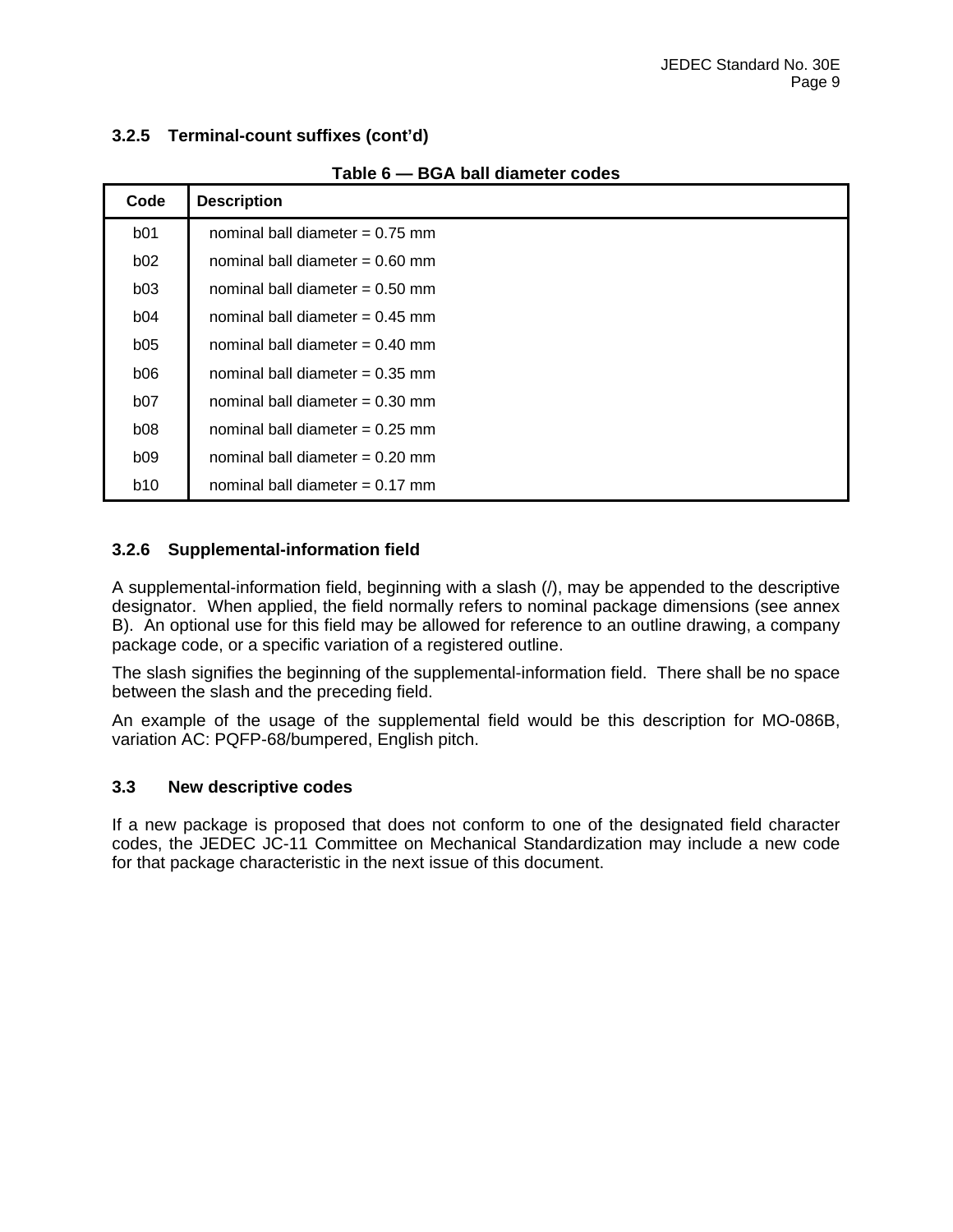### 3.2.5 Terminal-count suffixes (cont'd)

**Table 6 — BGA ball diameter codes**

| Code | Description |
|---|---|
| b01 | nominal ball diameter = 0.75 mm |
| b02 | nominal ball diameter = 0.60 mm |
| b03 | nominal ball diameter = 0.50 mm |
| b04 | nominal ball diameter = 0.45 mm |
| b05 | nominal ball diameter = 0.40 mm |
| b06 | nominal ball diameter = 0.35 mm |
| b07 | nominal ball diameter = 0.30 mm |
| b08 | nominal ball diameter = 0.25 mm |
| b09 | nominal ball diameter = 0.20 mm |
| b10 | nominal ball diameter = 0.17 mm |

### 3.2.6 Supplemental-information field

A supplemental-information field, beginning with a slash (/), may be appended to the descriptive designator. When applied, the field normally refers to nominal package dimensions (see annex B). An optional use for this field may be allowed for reference to an outline drawing, a company package code, or a specific variation of a registered outline.

The slash signifies the beginning of the supplemental-information field. There shall be no space between the slash and the preceding field.

An example of the usage of the supplemental field would be this description for MO-086B, variation AC: PQFP-68/bumpered, English pitch.

## 3.3 New descriptive codes

If a new package is proposed that does not conform to one of the designated field character codes, the JEDEC JC-11 Committee on Mechanical Standardization may include a new code for that package characteristic in the next issue of this document.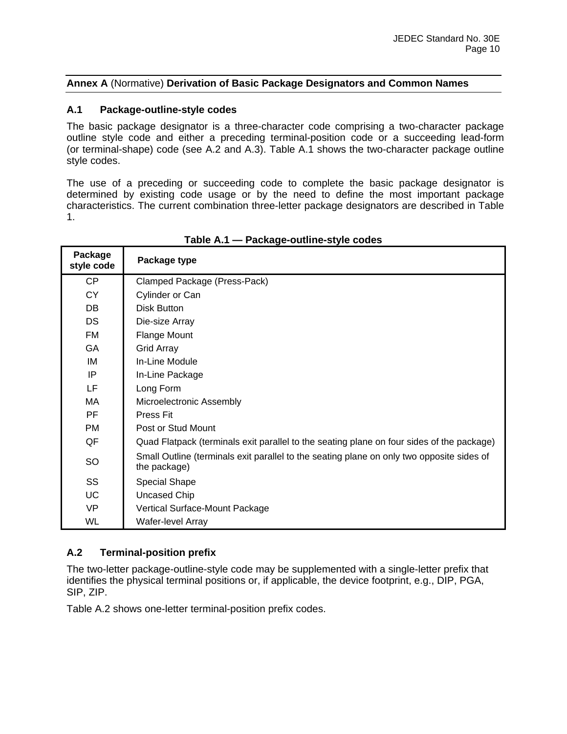## Annex A (Normative) Derivation of Basic Package Designators and Common Names

### A.1 Package-outline-style codes

The basic package designator is a three-character code comprising a two-character package outline style code and either a preceding terminal-position code or a succeeding lead-form (or terminal-shape) code (see A.2 and A.3). Table A.1 shows the two-character package outline style codes.

The use of a preceding or succeeding code to complete the basic package designator is determined by existing code usage or by the need to define the most important package characteristics. The current combination three-letter package designators are described in Table 1.

**Table A.1 — Package-outline-style codes**

| Package style code | Package type |
|---|---|
| CP | Clamped Package (Press-Pack) |
| CY | Cylinder or Can |
| DB | Disk Button |
| DS | Die-size Array |
| FM | Flange Mount |
| GA | Grid Array |
| IM | In-Line Module |
| IP | In-Line Package |
| LF | Long Form |
| MA | Microelectronic Assembly |
| PF | Press Fit |
| PM | Post or Stud Mount |
| QF | Quad Flatpack (terminals exit parallel to the seating plane on four sides of the package) |
| SO | Small Outline (terminals exit parallel to the seating plane on only two opposite sides of the package) |
| SS | Special Shape |
| UC | Uncased Chip |
| VP | Vertical Surface-Mount Package |
| WL | Wafer-level Array |

### A.2 Terminal-position prefix

The two-letter package-outline-style code may be supplemented with a single-letter prefix that identifies the physical terminal positions or, if applicable, the device footprint, e.g., DIP, PGA, SIP, ZIP.

Table A.2 shows one-letter terminal-position prefix codes.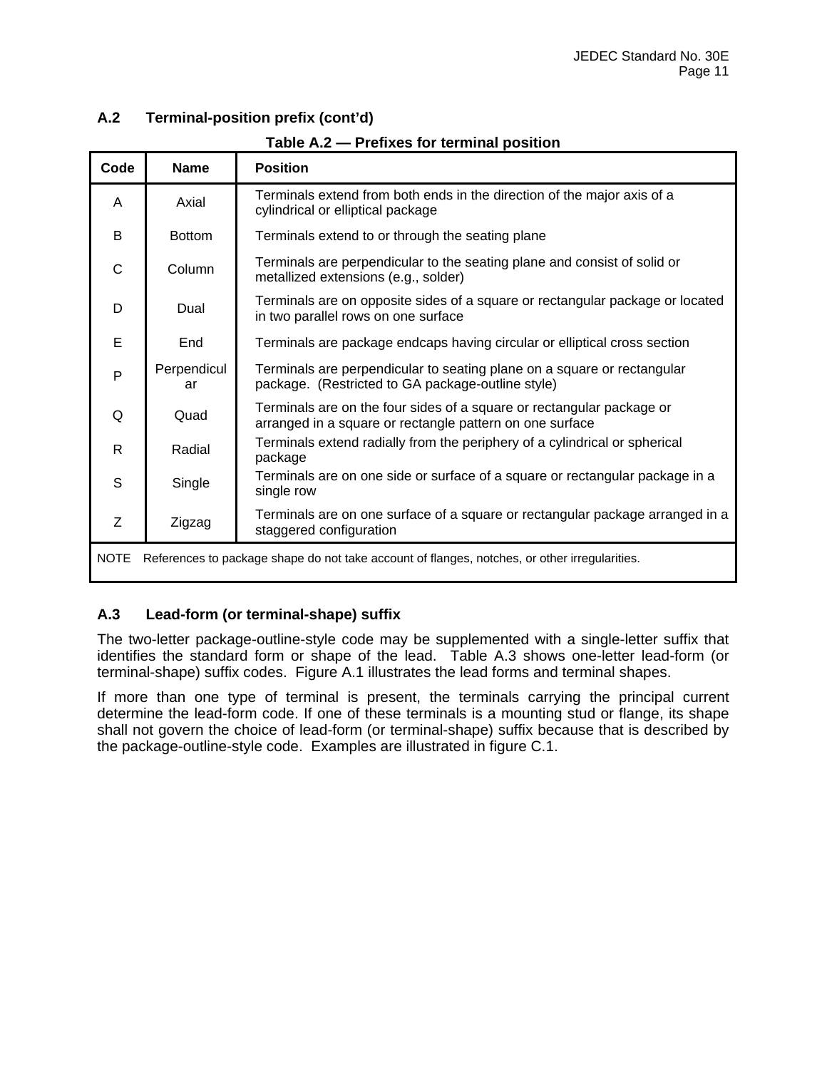## A.2 Terminal-position prefix (cont'd)

**Table A.2 — Prefixes for terminal position**

| Code | Name | Position |
|---|---|---|
| A | Axial | Terminals extend from both ends in the direction of the major axis of a cylindrical or elliptical package |
| B | Bottom | Terminals extend to or through the seating plane |
| C | Column | Terminals are perpendicular to the seating plane and consist of solid or metallized extensions (e.g., solder) |
| D | Dual | Terminals are on opposite sides of a square or rectangular package or located in two parallel rows on one surface |
| E | End | Terminals are package endcaps having circular or elliptical cross section |
| P | Perpendicular | Terminals are perpendicular to seating plane on a square or rectangular package. (Restricted to GA package-outline style) |
| Q | Quad | Terminals are on the four sides of a square or rectangular package or arranged in a square or rectangle pattern on one surface |
| R | Radial | Terminals extend radially from the periphery of a cylindrical or spherical package |
| S | Single | Terminals are on one side or surface of a square or rectangular package in a single row |
| Z | Zigzag | Terminals are on one surface of a square or rectangular package arranged in a staggered configuration |
| NOTE References to package shape do not take account of flanges, notches, or other irregularities. | | |

## A.3 Lead-form (or terminal-shape) suffix

The two-letter package-outline-style code may be supplemented with a single-letter suffix that identifies the standard form or shape of the lead. Table A.3 shows one-letter lead-form (or terminal-shape) suffix codes. Figure A.1 illustrates the lead forms and terminal shapes.

If more than one type of terminal is present, the terminals carrying the principal current determine the lead-form code. If one of these terminals is a mounting stud or flange, its shape shall not govern the choice of lead-form (or terminal-shape) suffix because that is described by the package-outline-style code. Examples are illustrated in figure C.1.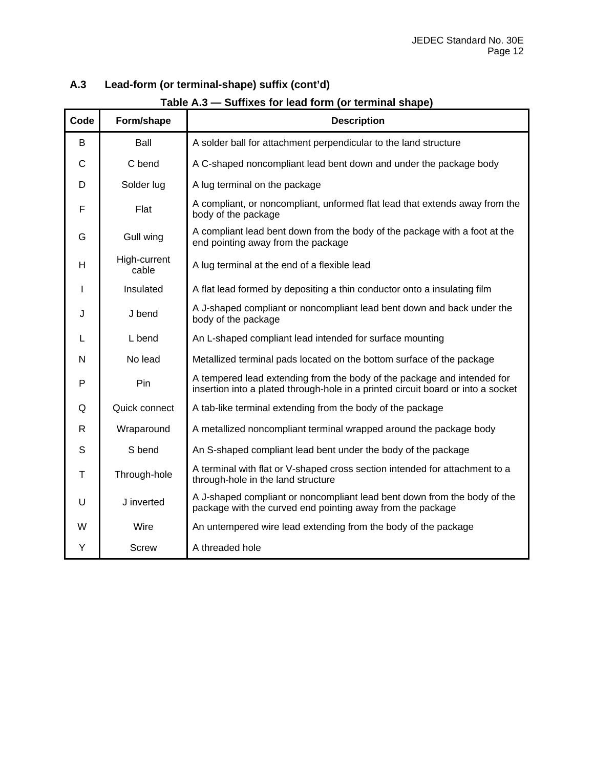## A.3 Lead-form (or terminal-shape) suffix (cont'd)

**Table A.3 — Suffixes for lead form (or terminal shape)**

| Code | Form/shape | Description |
|---|---|---|
| B | Ball | A solder ball for attachment perpendicular to the land structure |
| C | C bend | A C-shaped noncompliant lead bent down and under the package body |
| D | Solder lug | A lug terminal on the package |
| F | Flat | A compliant, or noncompliant, unformed flat lead that extends away from the body of the package |
| G | Gull wing | A compliant lead bent down from the body of the package with a foot at the end pointing away from the package |
| H | High-current cable | A lug terminal at the end of a flexible lead |
| I | Insulated | A flat lead formed by depositing a thin conductor onto a insulating film |
| J | J bend | A J-shaped compliant or noncompliant lead bent down and back under the body of the package |
| L | L bend | An L-shaped compliant lead intended for surface mounting |
| N | No lead | Metallized terminal pads located on the bottom surface of the package |
| P | Pin | A tempered lead extending from the body of the package and intended for insertion into a plated through-hole in a printed circuit board or into a socket |
| Q | Quick connect | A tab-like terminal extending from the body of the package |
| R | Wraparound | A metallized noncompliant terminal wrapped around the package body |
| S | S bend | An S-shaped compliant lead bent under the body of the package |
| T | Through-hole | A terminal with flat or V-shaped cross section intended for attachment to a through-hole in the land structure |
| U | J inverted | A J-shaped compliant or noncompliant lead bent down from the body of the package with the curved end pointing away from the package |
| W | Wire | An untempered wire lead extending from the body of the package |
| Y | Screw | A threaded hole |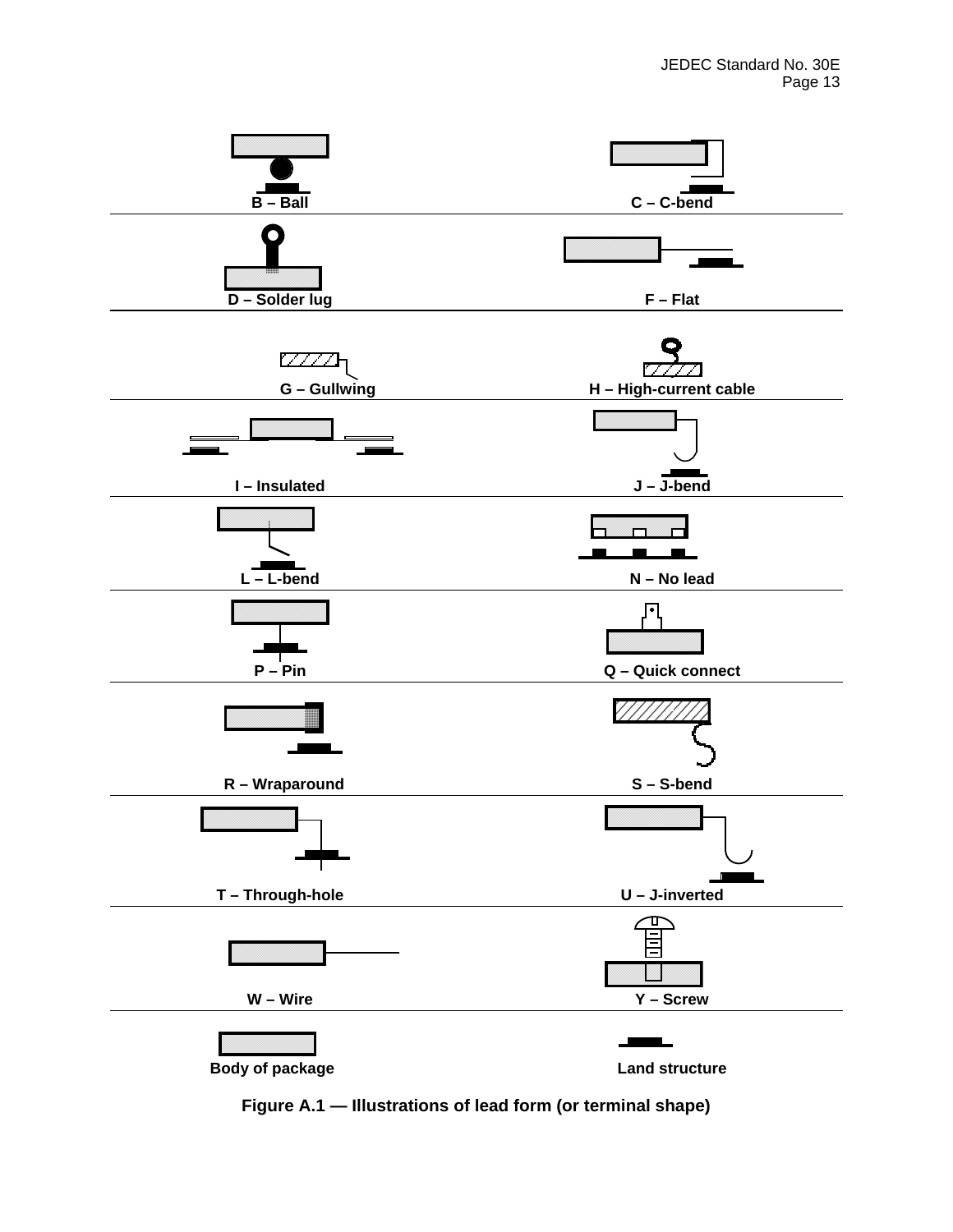B – Ball

C – C-bend

D – Solder lug

F – Flat

G – Gullwing

H – High-current cable

I – Insulated

J – J-bend

L – L-bend

N – No lead

P – Pin

Q – Quick connect

R – Wraparound

S – S-bend

T – Through-hole

U – J-inverted

W – Wire

Y – Screw

Body of package

Land structure

**Figure A.1 — Illustrations of lead form (or terminal shape)**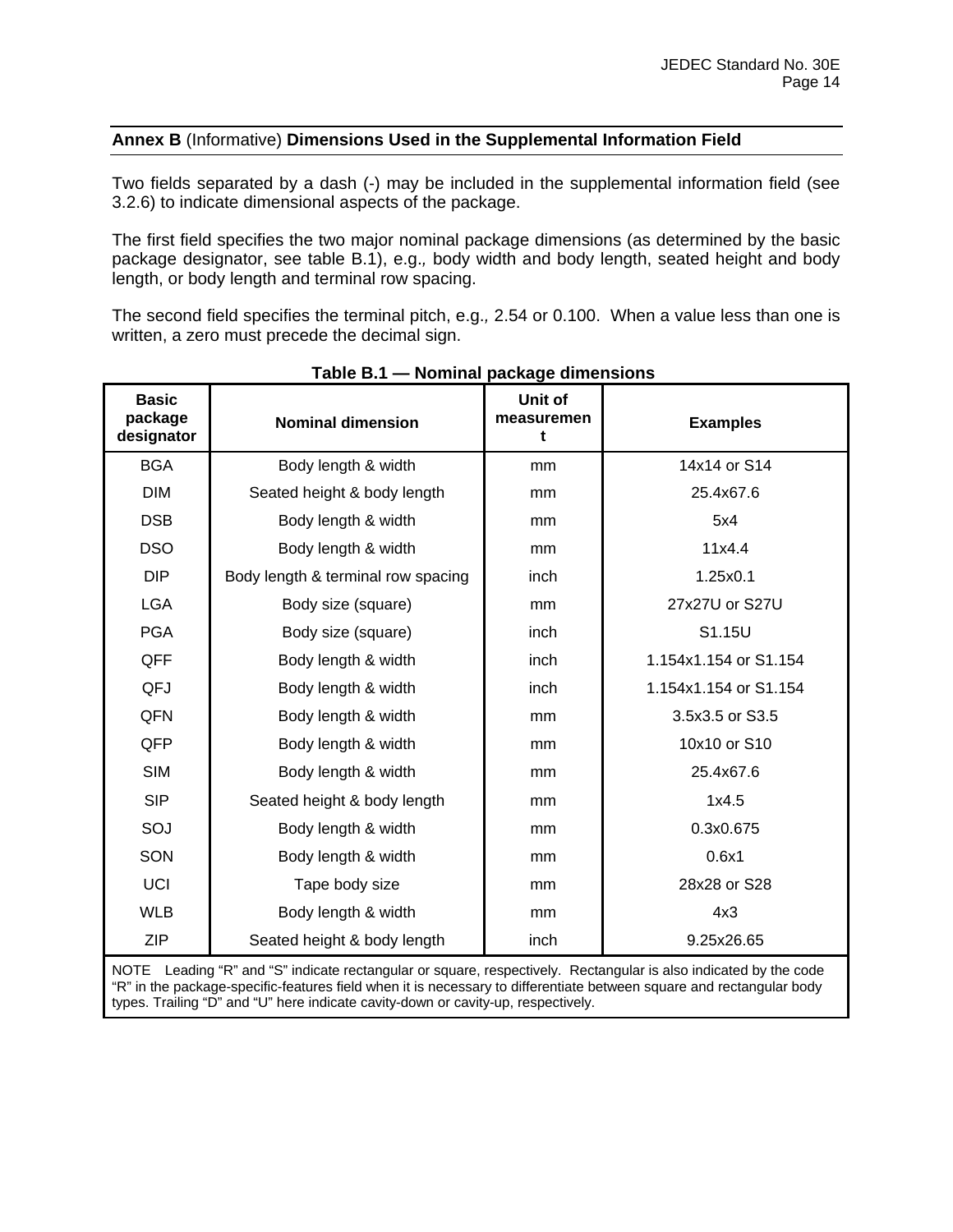## **Annex B** (Informative) **Dimensions Used in the Supplemental Information Field**

Two fields separated by a dash (-) may be included in the supplemental information field (see 3.2.6) to indicate dimensional aspects of the package.

The first field specifies the two major nominal package dimensions (as determined by the basic package designator, see table B.1), e.g., body width and body length, seated height and body length, or body length and terminal row spacing.

The second field specifies the terminal pitch, e.g., 2.54 or 0.100. When a value less than one is written, a zero must precede the decimal sign.

**Table B.1 — Nominal package dimensions**

| Basic package designator | Nominal dimension | Unit of measurement | Examples |
|---|---|---|---|
| BGA | Body length & width | mm | 14x14 or S14 |
| DIM | Seated height & body length | mm | 25.4x67.6 |
| DSB | Body length & width | mm | 5x4 |
| DSO | Body length & width | mm | 11x4.4 |
| DIP | Body length & terminal row spacing | inch | 1.25x0.1 |
| LGA | Body size (square) | mm | 27x27U or S27U |
| PGA | Body size (square) | inch | S1.15U |
| QFF | Body length & width | inch | 1.154x1.154 or S1.154 |
| QFJ | Body length & width | inch | 1.154x1.154 or S1.154 |
| QFN | Body length & width | mm | 3.5x3.5 or S3.5 |
| QFP | Body length & width | mm | 10x10 or S10 |
| SIM | Body length & width | mm | 25.4x67.6 |
| SIP | Seated height & body length | mm | 1x4.5 |
| SOJ | Body length & width | mm | 0.3x0.675 |
| SON | Body length & width | mm | 0.6x1 |
| UCI | Tape body size | mm | 28x28 or S28 |
| WLB | Body length & width | mm | 4x3 |
| ZIP | Seated height & body length | inch | 9.25x26.65 |

NOTE Leading "R" and "S" indicate rectangular or square, respectively. Rectangular is also indicated by the code "R" in the package-specific-features field when it is necessary to differentiate between square and rectangular body types. Trailing "D" and "U" here indicate cavity-down or cavity-up, respectively.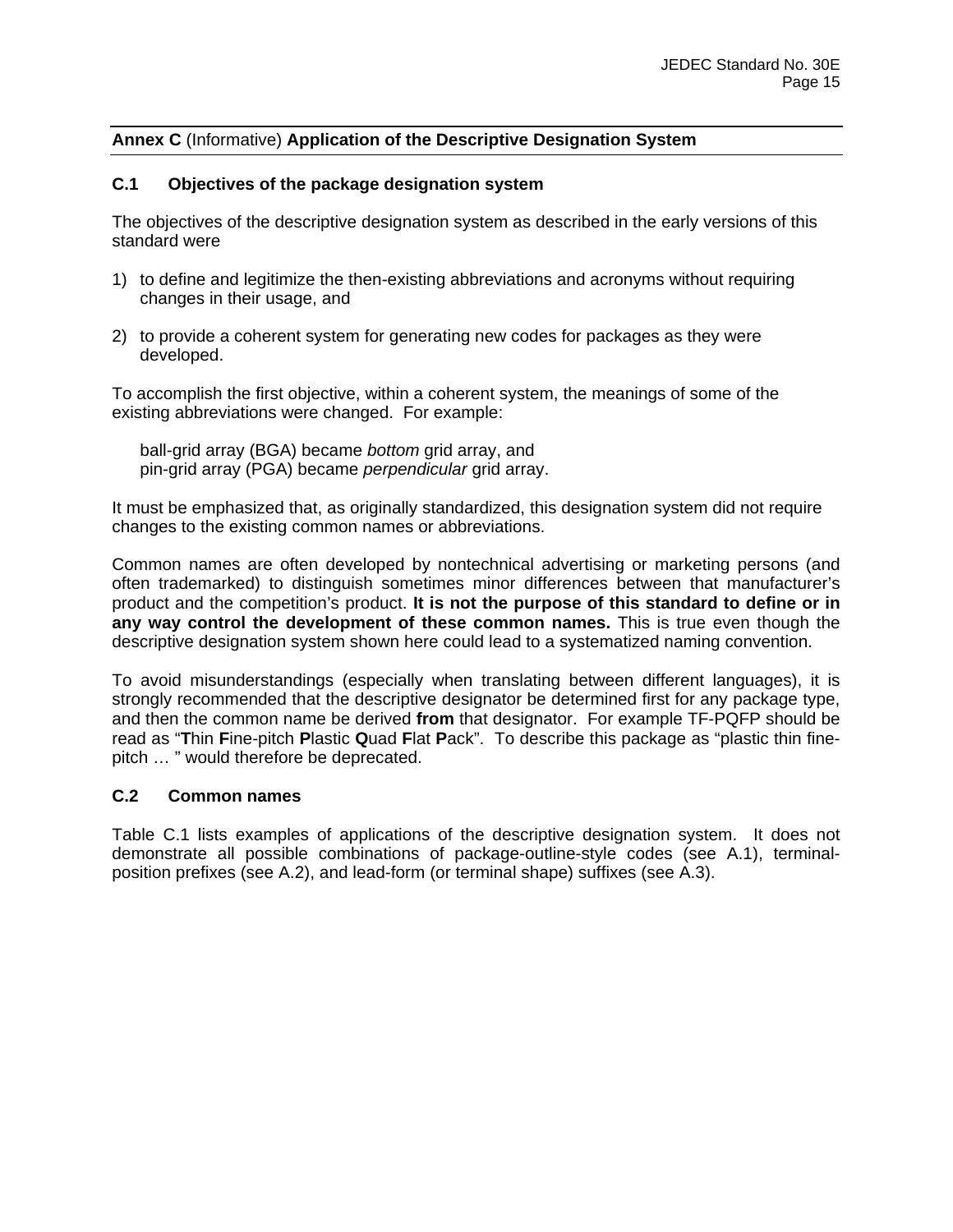## **Annex C** (Informative) **Application of the Descriptive Designation System**

### **C.1 Objectives of the package designation system**

The objectives of the descriptive designation system as described in the early versions of this standard were

1) to define and legitimize the then-existing abbreviations and acronyms without requiring changes in their usage, and

2) to provide a coherent system for generating new codes for packages as they were developed.

To accomplish the first objective, within a coherent system, the meanings of some of the existing abbreviations were changed. For example:

ball-grid array (BGA) became *bottom* grid array, and
pin-grid array (PGA) became *perpendicular* grid array.

It must be emphasized that, as originally standardized, this designation system did not require changes to the existing common names or abbreviations.

Common names are often developed by nontechnical advertising or marketing persons (and often trademarked) to distinguish sometimes minor differences between that manufacturer's product and the competition's product. **It is not the purpose of this standard to define or in any way control the development of these common names.** This is true even though the descriptive designation system shown here could lead to a systematized naming convention.

To avoid misunderstandings (especially when translating between different languages), it is strongly recommended that the descriptive designator be determined first for any package type, and then the common name be derived **from** that designator. For example TF-PQFP should be read as "**T**hin **F**ine-pitch **P**lastic **Q**uad **F**lat **P**ack". To describe this package as "plastic thin fine-pitch … " would therefore be deprecated.

### **C.2 Common names**

Table C.1 lists examples of applications of the descriptive designation system. It does not demonstrate all possible combinations of package-outline-style codes (see A.1), terminal-position prefixes (see A.2), and lead-form (or terminal shape) suffixes (see A.3).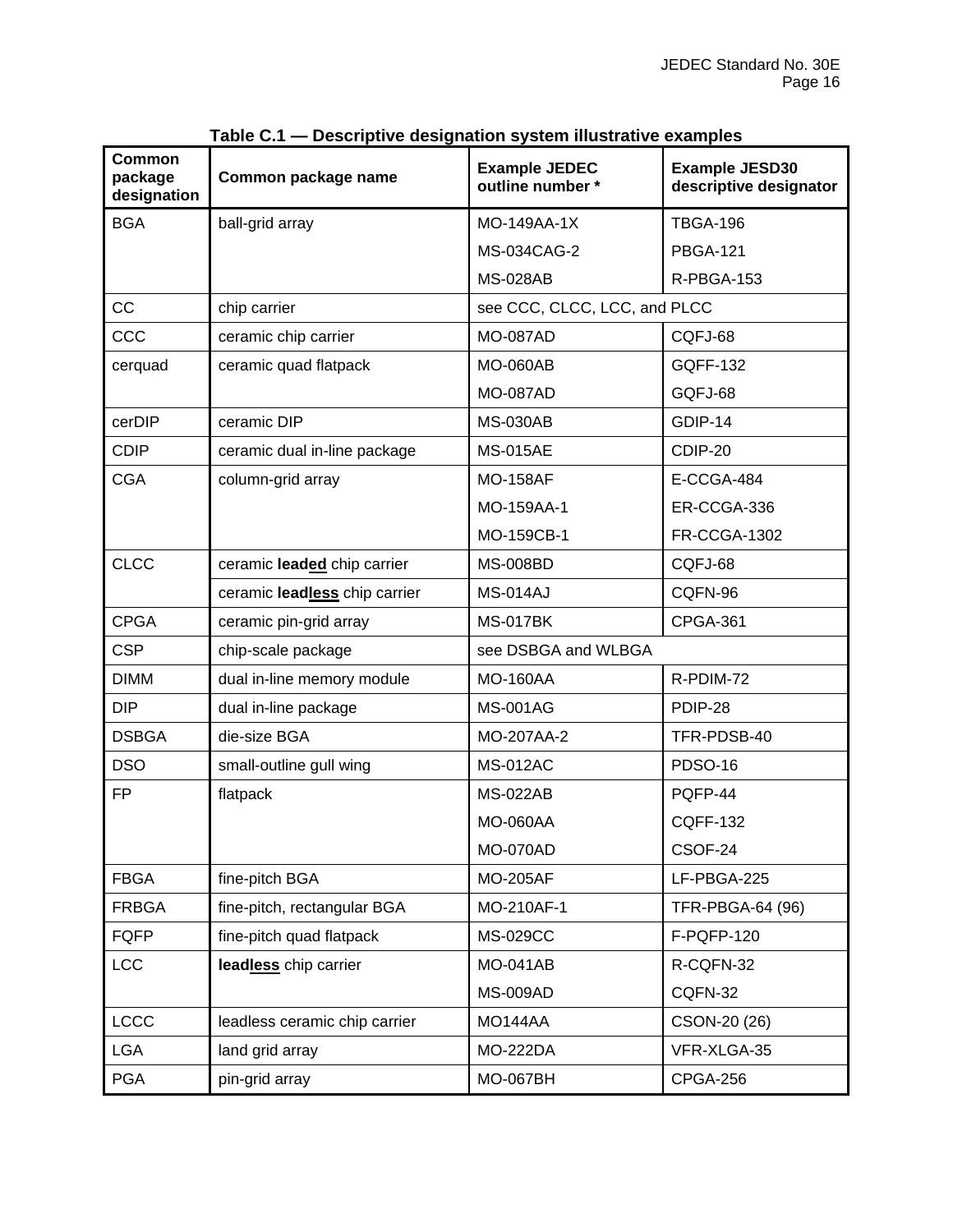**Table C.1 — Descriptive designation system illustrative examples**

| Common package designation | Common package name | Example JEDEC outline number * | Example JESD30 descriptive designator |
|---|---|---|---|
| BGA | ball-grid array | MO-149AA-1X | TBGA-196 |
| | | MS-034CAG-2 | PBGA-121 |
| | | MS-028AB | R-PBGA-153 |
| CC | chip carrier | see CCC, CLCC, LCC, and PLCC | |
| CCC | ceramic chip carrier | MO-087AD | CQFJ-68 |
| cerquad | ceramic quad flatpack | MO-060AB | GQFF-132 |
| | | MO-087AD | GQFJ-68 |
| cerDIP | ceramic DIP | MS-030AB | GDIP-14 |
| CDIP | ceramic dual in-line package | MS-015AE | CDIP-20 |
| CGA | column-grid array | MO-158AF | E-CCGA-484 |
| | | MO-159AA-1 | ER-CCGA-336 |
| | | MO-159CB-1 | FR-CCGA-1302 |
| CLCC | ceramic **lead<u>ed</u>** chip carrier | MS-008BD | CQFJ-68 |
| | ceramic **lead<u>less</u>** chip carrier | MS-014AJ | CQFN-96 |
| CPGA | ceramic pin-grid array | MS-017BK | CPGA-361 |
| CSP | chip-scale package | see DSBGA and WLBGA | |
| DIMM | dual in-line memory module | MO-160AA | R-PDIM-72 |
| DIP | dual in-line package | MS-001AG | PDIP-28 |
| DSBGA | die-size BGA | MO-207AA-2 | TFR-PDSB-40 |
| DSO | small-outline gull wing | MS-012AC | PDSO-16 |
| FP | flatpack | MS-022AB | PQFP-44 |
| | | MO-060AA | CQFF-132 |
| | | MO-070AD | CSOF-24 |
| FBGA | fine-pitch BGA | MO-205AF | LF-PBGA-225 |
| FRBGA | fine-pitch, rectangular BGA | MO-210AF-1 | TFR-PBGA-64 (96) |
| FQFP | fine-pitch quad flatpack | MS-029CC | F-PQFP-120 |
| LCC | **lead<u>less</u>** chip carrier | MO-041AB | R-CQFN-32 |
| | | MS-009AD | CQFN-32 |
| LCCC | leadless ceramic chip carrier | MO144AA | CSON-20 (26) |
| LGA | land grid array | MO-222DA | VFR-XLGA-35 |
| PGA | pin-grid array | MO-067BH | CPGA-256 |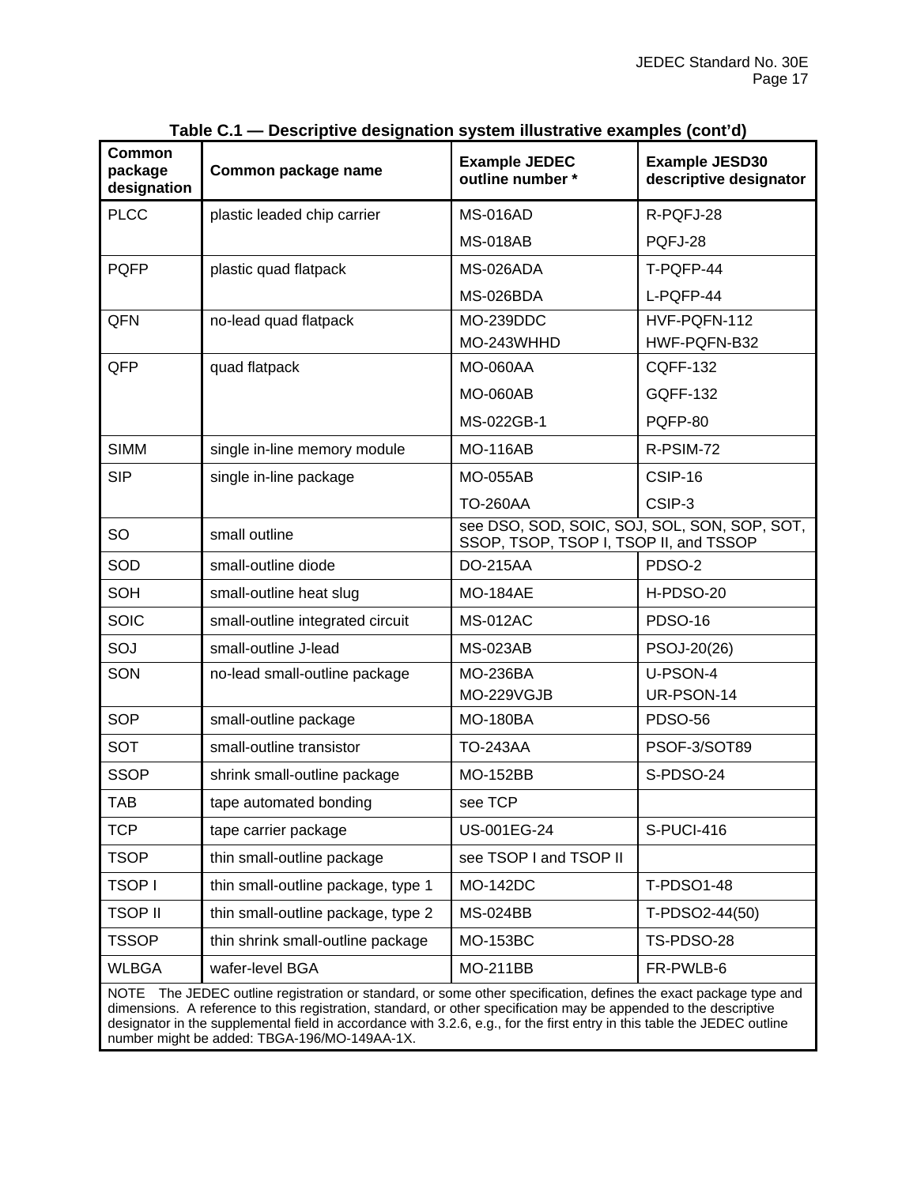**Table C.1 — Descriptive designation system illustrative examples (cont'd)**

| Common package designation | Common package name | Example JEDEC outline number * | Example JESD30 descriptive designator |
|---|---|---|---|
| PLCC | plastic leaded chip carrier | MS-016AD | R-PQFJ-28 |
| | | MS-018AB | PQFJ-28 |
| PQFP | plastic quad flatpack | MS-026ADA | T-PQFP-44 |
| | | MS-026BDA | L-PQFP-44 |
| QFN | no-lead quad flatpack | MO-239DDC | HVF-PQFN-112 |
| | | MO-243WHHD | HWF-PQFN-B32 |
| QFP | quad flatpack | MO-060AA | CQFF-132 |
| | | MO-060AB | GQFF-132 |
| | | MS-022GB-1 | PQFP-80 |
| SIMM | single in-line memory module | MO-116AB | R-PSIM-72 |
| SIP | single in-line package | MO-055AB | CSIP-16 |
| | | TO-260AA | CSIP-3 |
| SO | small outline | see DSO, SOD, SOIC, SOJ, SOL, SON, SOP, SOT, SSOP, TSOP, TSOP I, TSOP II, and TSSOP | |
| SOD | small-outline diode | DO-215AA | PDSO-2 |
| SOH | small-outline heat slug | MO-184AE | H-PDSO-20 |
| SOIC | small-outline integrated circuit | MS-012AC | PDSO-16 |
| SOJ | small-outline J-lead | MS-023AB | PSOJ-20(26) |
| SON | no-lead small-outline package | MO-236BA | U-PSON-4 |
| | | MO-229VGJB | UR-PSON-14 |
| SOP | small-outline package | MO-180BA | PDSO-56 |
| SOT | small-outline transistor | TO-243AA | PSOF-3/SOT89 |
| SSOP | shrink small-outline package | MO-152BB | S-PDSO-24 |
| TAB | tape automated bonding | see TCP | |
| TCP | tape carrier package | US-001EG-24 | S-PUCI-416 |
| TSOP | thin small-outline package | see TSOP I and TSOP II | |
| TSOP I | thin small-outline package, type 1 | MO-142DC | T-PDSO1-48 |
| TSOP II | thin small-outline package, type 2 | MS-024BB | T-PDSO2-44(50) |
| TSSOP | thin shrink small-outline package | MO-153BC | TS-PDSO-28 |
| WLBGA | wafer-level BGA | MO-211BB | FR-PWLB-6 |

NOTE The JEDEC outline registration or standard, or some other specification, defines the exact package type and dimensions. A reference to this registration, standard, or other specification may be appended to the descriptive designator in the supplemental field in accordance with 3.2.6, e.g., for the first entry in this table the JEDEC outline number might be added: TBGA-196/MO-149AA-1X.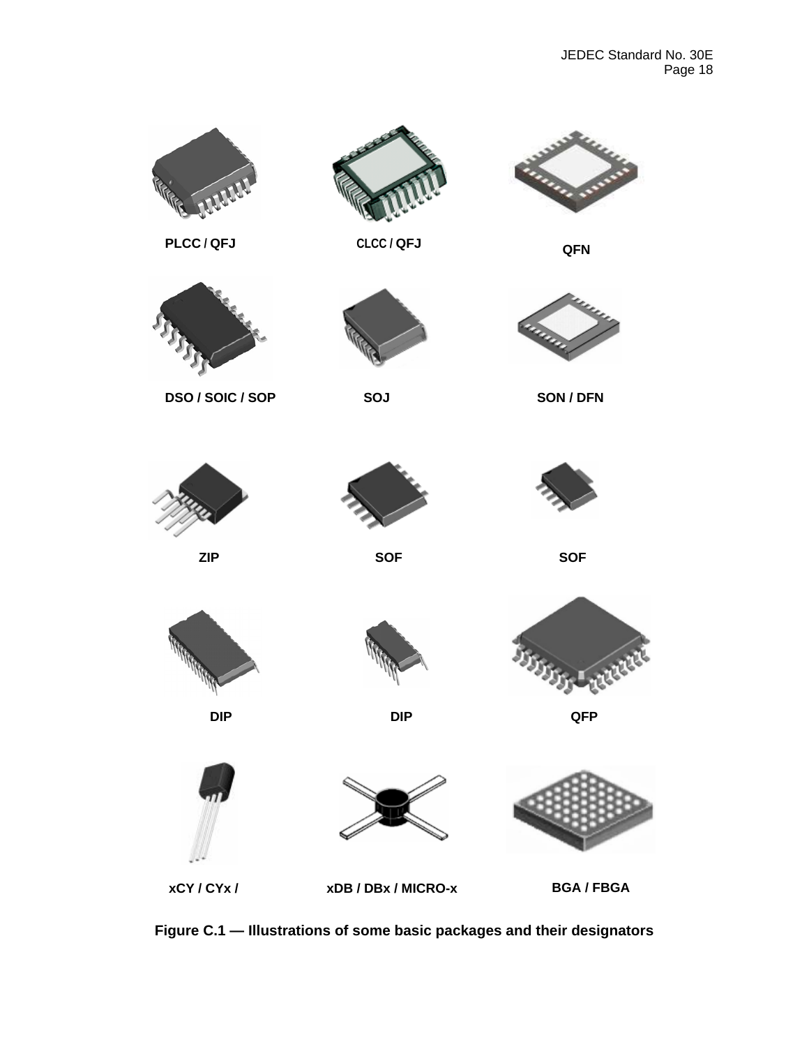PLCC / QFJ

CLCC / QFJ

QFN

DSO / SOIC / SOP

SOJ

SON / DFN

ZIP

SOF

SOF

DIP

DIP

QFP

xCY / CYx /

xDB / DBx / MICRO-x

BGA / FBGA

**Figure C.1 — Illustrations of some basic packages and their designators**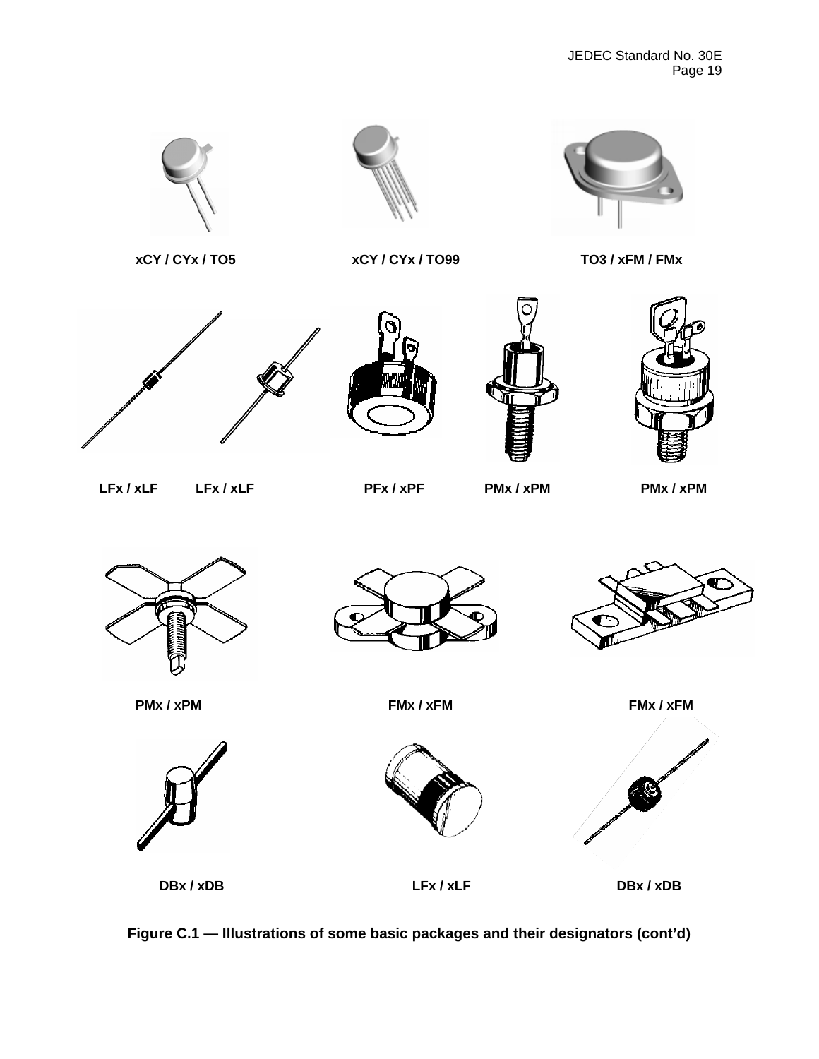xCY / CYx / TO5

xCY / CYx / TO99

TO3 / xFM / FMx

LFx / xLF

LFx / xLF

PFx / xPF

PMx / xPM

PMx / xPM

PMx / xPM

FMx / xFM

FMx / xFM

DBx / xDB

LFx / xLF

DBx / xDB

**Figure C.1 — Illustrations of some basic packages and their designators (cont'd)**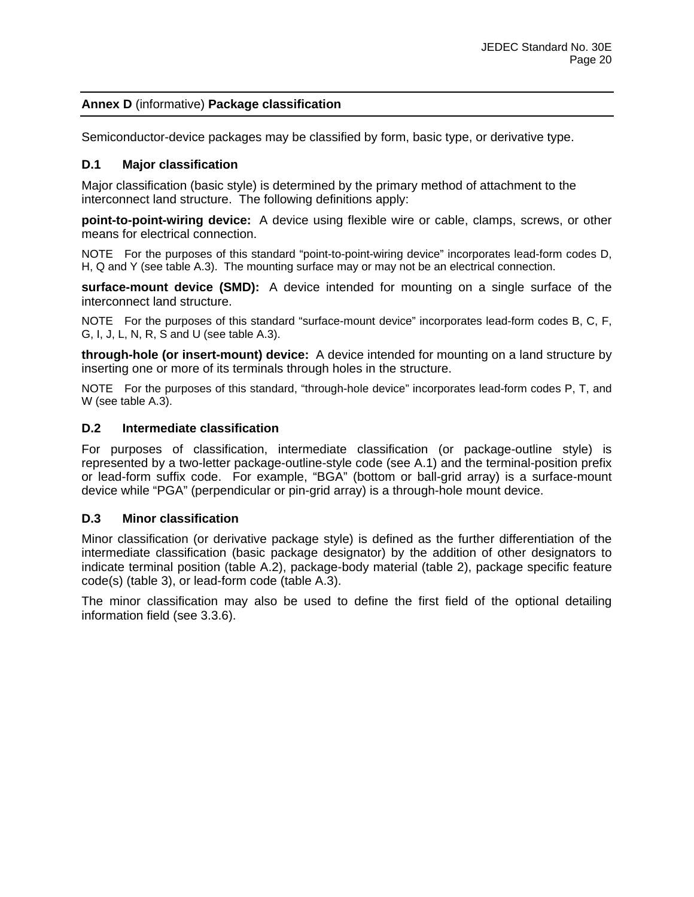## Annex D (informative) Package classification

Semiconductor-device packages may be classified by form, basic type, or derivative type.

### D.1 Major classification

Major classification (basic style) is determined by the primary method of attachment to the interconnect land structure. The following definitions apply:

**point-to-point-wiring device:** A device using flexible wire or cable, clamps, screws, or other means for electrical connection.

NOTE For the purposes of this standard "point-to-point-wiring device" incorporates lead-form codes D, H, Q and Y (see table A.3). The mounting surface may or may not be an electrical connection.

**surface-mount device (SMD):** A device intended for mounting on a single surface of the interconnect land structure.

NOTE For the purposes of this standard "surface-mount device" incorporates lead-form codes B, C, F, G, I, J, L, N, R, S and U (see table A.3).

**through-hole (or insert-mount) device:** A device intended for mounting on a land structure by inserting one or more of its terminals through holes in the structure.

NOTE For the purposes of this standard, "through-hole device" incorporates lead-form codes P, T, and W (see table A.3).

### D.2 Intermediate classification

For purposes of classification, intermediate classification (or package-outline style) is represented by a two-letter package-outline-style code (see A.1) and the terminal-position prefix or lead-form suffix code. For example, "BGA" (bottom or ball-grid array) is a surface-mount device while "PGA" (perpendicular or pin-grid array) is a through-hole mount device.

### D.3 Minor classification

Minor classification (or derivative package style) is defined as the further differentiation of the intermediate classification (basic package designator) by the addition of other designators to indicate terminal position (table A.2), package-body material (table 2), package specific feature code(s) (table 3), or lead-form code (table A.3).

The minor classification may also be used to define the first field of the optional detailing information field (see 3.3.6).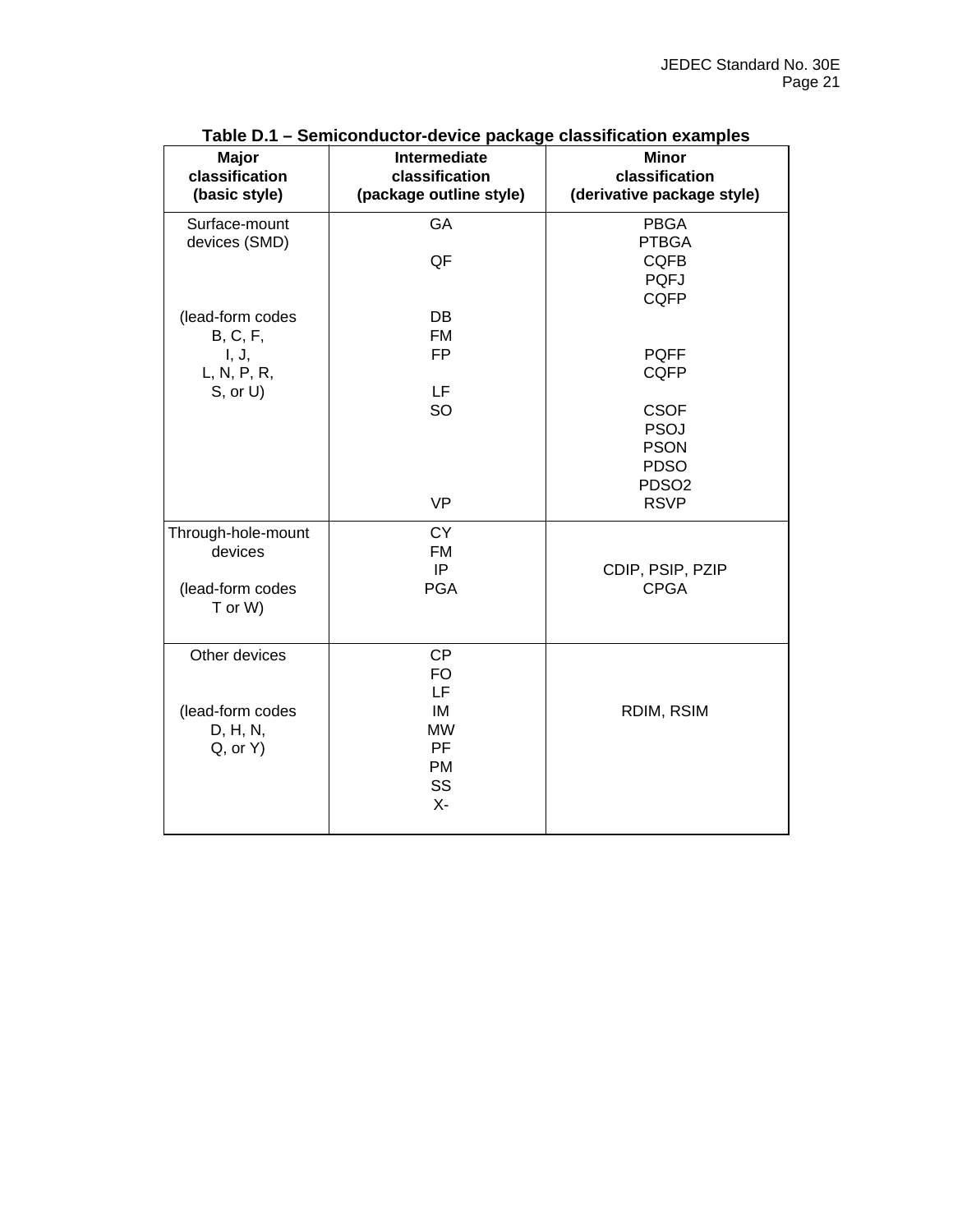**Table D.1 – Semiconductor-device package classification examples**

| Major classification (basic style) | Intermediate classification (package outline style) | Minor classification (derivative package style) |
|---|---|---|
| Surface-mount devices (SMD) | GA | PBGA |
| | | PTBGA |
| | QF | CQFB |
| | | PQFJ |
| | | CQFP |
| (lead-form codes | DB | |
| B, C, F, | FM | |
| I, J, | FP | PQFF |
| L, N, P, R, | | CQFP |
| S, or U) | LF | |
| | SO | CSOF |
| | | PSOJ |
| | | PSON |
| | | PDSO |
| | | PDSO2 |
| | VP | RSVP |
| Through-hole-mount devices | CY | |
| | FM | |
| | IP | CDIP, PSIP, PZIP |
| (lead-form codes T or W) | PGA | CPGA |
| Other devices | CP | |
| | FO | |
| | LF | |
| (lead-form codes | IM | RDIM, RSIM |
| D, H, N, | MW | |
| Q, or Y) | PF | |
| | PM | |
| | SS | |
| | X- | |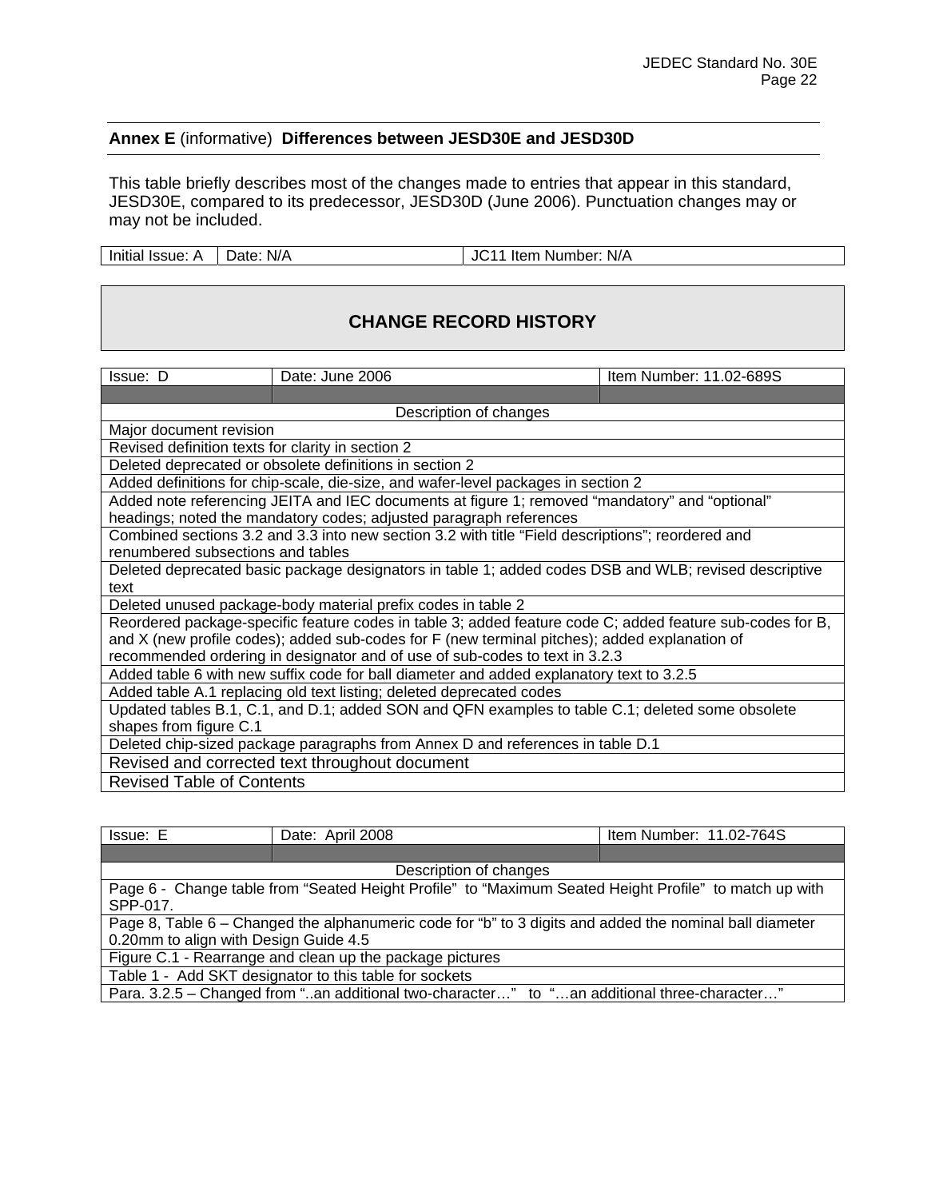## Annex E (informative) Differences between JESD30E and JESD30D

This table briefly describes most of the changes made to entries that appear in this standard, JESD30E, compared to its predecessor, JESD30D (June 2006). Punctuation changes may or may not be included.

| Initial Issue: A | Date: N/A | JC11 Item Number: N/A |
|---|---|---|

**CHANGE RECORD HISTORY**

| Issue: D | Date: June 2006 | Item Number: 11.02-689S |
|---|---|---|
| Description of changes | | |
| Major document revision | | |
| Revised definition texts for clarity in section 2 | | |
| Deleted deprecated or obsolete definitions in section 2 | | |
| Added definitions for chip-scale, die-size, and wafer-level packages in section 2 | | |
| Added note referencing JEITA and IEC documents at figure 1; removed “mandatory” and “optional” headings; noted the mandatory codes; adjusted paragraph references | | |
| Combined sections 3.2 and 3.3 into new section 3.2 with title “Field descriptions”; reordered and renumbered subsections and tables | | |
| Deleted deprecated basic package designators in table 1; added codes DSB and WLB; revised descriptive text | | |
| Deleted unused package-body material prefix codes in table 2 | | |
| Reordered package-specific feature codes in table 3; added feature code C; added feature sub-codes for B, and X (new profile codes); added sub-codes for F (new terminal pitches); added explanation of recommended ordering in designator and of use of sub-codes to text in 3.2.3 | | |
| Added table 6 with new suffix code for ball diameter and added explanatory text to 3.2.5 | | |
| Added table A.1 replacing old text listing; deleted deprecated codes | | |
| Updated tables B.1, C.1, and D.1; added SON and QFN examples to table C.1; deleted some obsolete shapes from figure C.1 | | |
| Deleted chip-sized package paragraphs from Annex D and references in table D.1 | | |
| Revised and corrected text throughout document | | |
| Revised Table of Contents | | |

| Issue: E | Date: April 2008 | Item Number: 11.02-764S |
|---|---|---|
| Description of changes | | |
| Page 6 - Change table from “Seated Height Profile” to “Maximum Seated Height Profile” to match up with SPP-017. | | |
| Page 8, Table 6 – Changed the alphanumeric code for “b” to 3 digits and added the nominal ball diameter 0.20mm to align with Design Guide 4.5 | | |
| Figure C.1 - Rearrange and clean up the package pictures | | |
| Table 1 - Add SKT designator to this table for sockets | | |
| Para. 3.2.5 – Changed from “..an additional two-character…” to “…an additional three-character…” | | |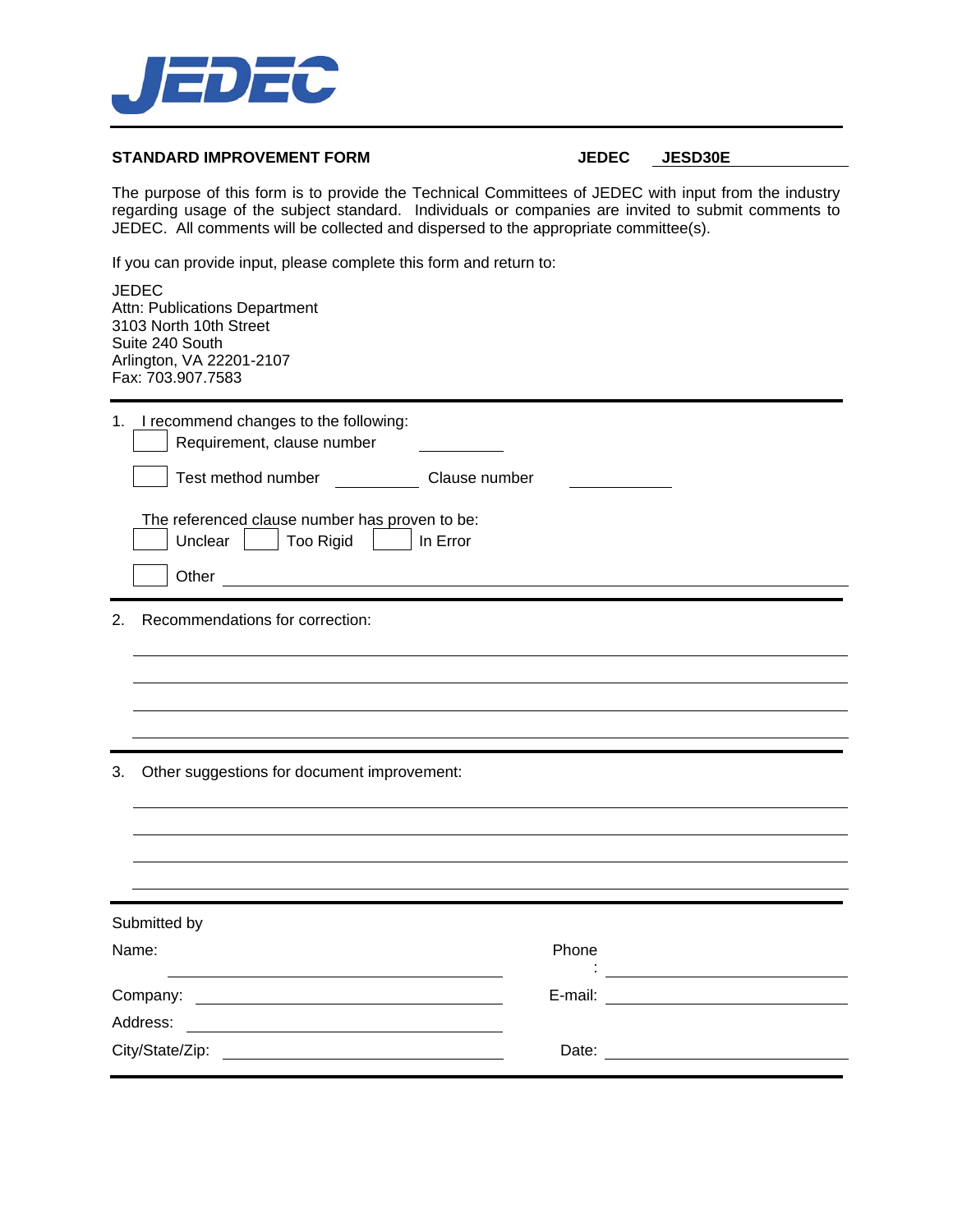JEDEC

**STANDARD IMPROVEMENT FORM** **JEDEC JESD30E**

The purpose of this form is to provide the Technical Committees of JEDEC with input from the industry regarding usage of the subject standard. Individuals or companies are invited to submit comments to JEDEC. All comments will be collected and dispersed to the appropriate committee(s).

If you can provide input, please complete this form and return to:

JEDEC
Attn: Publications Department
3103 North 10th Street
Suite 240 South
Arlington, VA 22201-2107
Fax: 703.907.7583

---

1. I recommend changes to the following:
   - [ ] Requirement, clause number ____________
   - [ ] Test method number ____________ Clause number ____________

   The referenced clause number has proven to be:
   - [ ] Unclear [ ] Too Rigid [ ] In Error
   - [ ] Other ______________________________________________

---

2. Recommendations for correction:

______________________________________________

______________________________________________

______________________________________________

______________________________________________

---

3. Other suggestions for document improvement:

______________________________________________

______________________________________________

______________________________________________

______________________________________________

---

Submitted by

Name: ______________________ Phone: ______________________

Company: ______________________ E-mail: ______________________

Address: ______________________

City/State/Zip: ______________________ Date: ______________________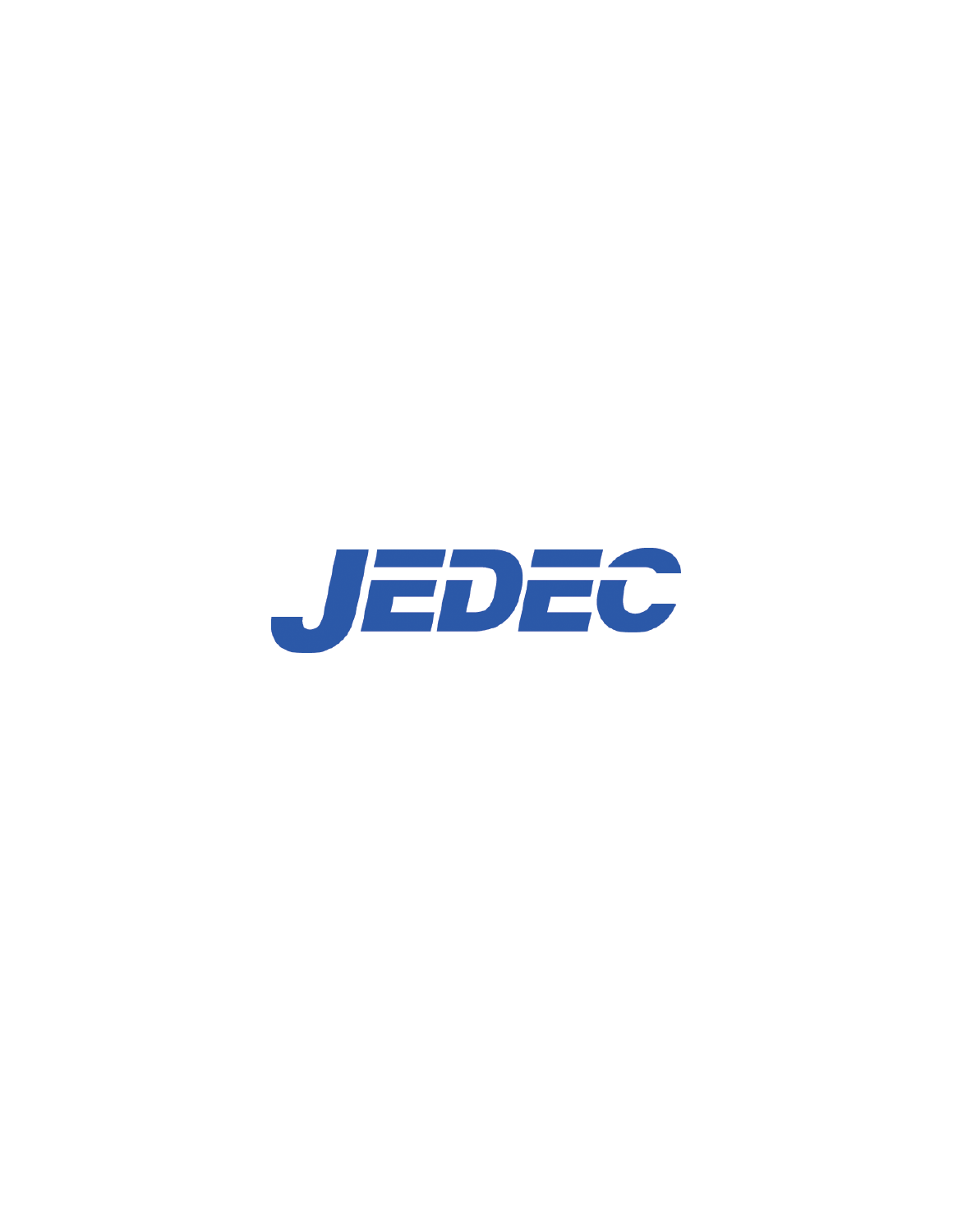JEDEC